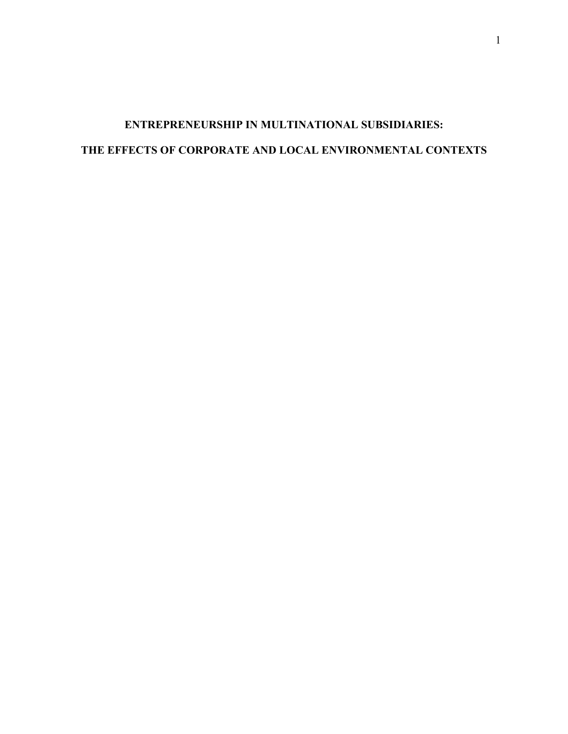# ENTREPRENEURSHIP IN MULTINATIONAL SUBSIDIARIES:

# THE EFFECTS OF CORPORATE AND LOCAL ENVIRONMENTAL CONTEXTS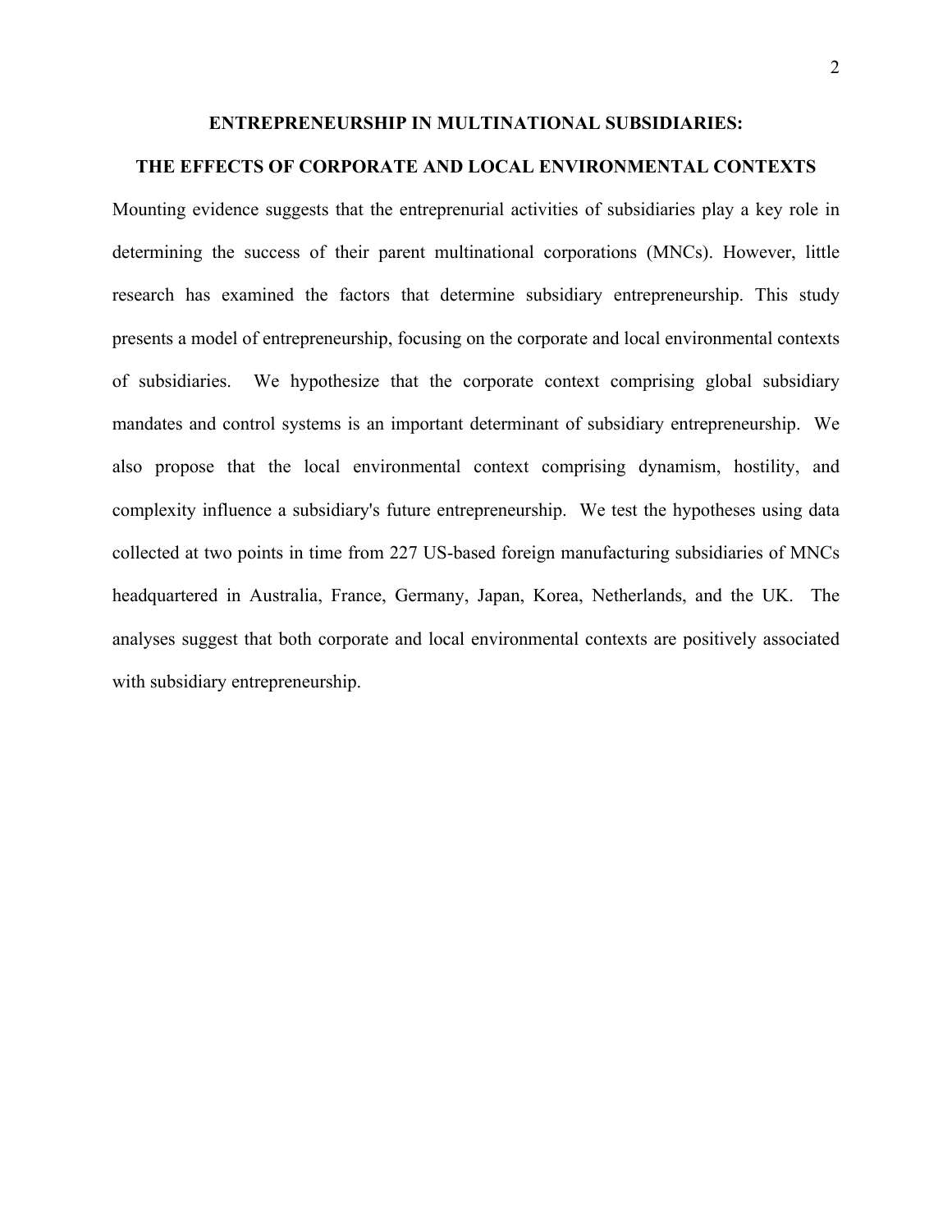# ENTREPRENEURSHIP IN MULTINATIONAL SUBSIDIARIES:

# THE EFFECTS OF CORPORATE AND LOCAL ENVIRONMENTAL CONTEXTS

Mounting evidence suggests that the entreprenurial activities of subsidiaries play a key role in determining the success of their parent multinational corporations (MNCs). However, little research has examined the factors that determine subsidiary entrepreneurship. This study presents a model of entrepreneurship, focusing on the corporate and local environmental contexts of subsidiaries. We hypothesize that the corporate context comprising global subsidiary mandates and control systems is an important determinant of subsidiary entrepreneurship. We also propose that the local environmental context comprising dynamism, hostility, and complexity influence a subsidiary's future entrepreneurship. We test the hypotheses using data collected at two points in time from 227 US-based foreign manufacturing subsidiaries of MNCs headquartered in Australia, France, Germany, Japan, Korea, Netherlands, and the UK. The analyses suggest that both corporate and local environmental contexts are positively associated with subsidiary entrepreneurship.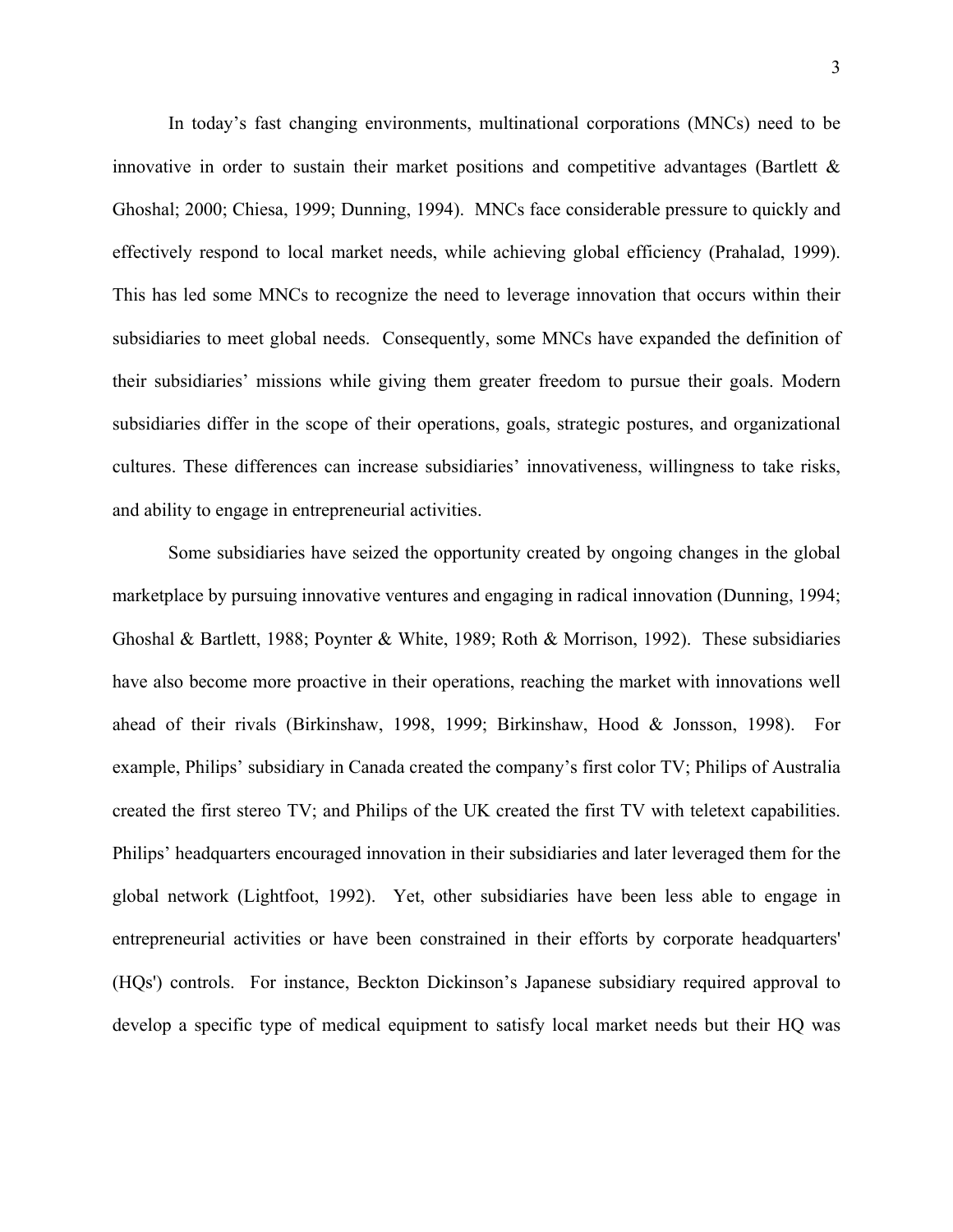In today's fast changing environments, multinational corporations (MNCs) need to be innovative in order to sustain their market positions and competitive advantages (Bartlett & Ghoshal; 2000; Chiesa, 1999; Dunning, 1994). MNCs face considerable pressure to quickly and effectively respond to local market needs, while achieving global efficiency (Prahalad, 1999). This has led some MNCs to recognize the need to leverage innovation that occurs within their subsidiaries to meet global needs. Consequently, some MNCs have expanded the definition of their subsidiaries' missions while giving them greater freedom to pursue their goals. Modern subsidiaries differ in the scope of their operations, goals, strategic postures, and organizational cultures. These differences can increase subsidiaries' innovativeness, willingness to take risks, and ability to engage in entrepreneurial activities.

Some subsidiaries have seized the opportunity created by ongoing changes in the global marketplace by pursuing innovative ventures and engaging in radical innovation (Dunning, 1994; Ghoshal & Bartlett, 1988; Poynter & White, 1989; Roth & Morrison, 1992). These subsidiaries have also become more proactive in their operations, reaching the market with innovations well ahead of their rivals (Birkinshaw, 1998, 1999; Birkinshaw, Hood & Jonsson, 1998). For example, Philips' subsidiary in Canada created the company's first color TV; Philips of Australia created the first stereo TV; and Philips of the UK created the first TV with teletext capabilities. Philips' headquarters encouraged innovation in their subsidiaries and later leveraged them for the global network (Lightfoot, 1992). Yet, other subsidiaries have been less able to engage in entrepreneurial activities or have been constrained in their efforts by corporate headquarters' (HQs') controls. For instance, Beckton Dickinson's Japanese subsidiary required approval to develop a specific type of medical equipment to satisfy local market needs but their HQ was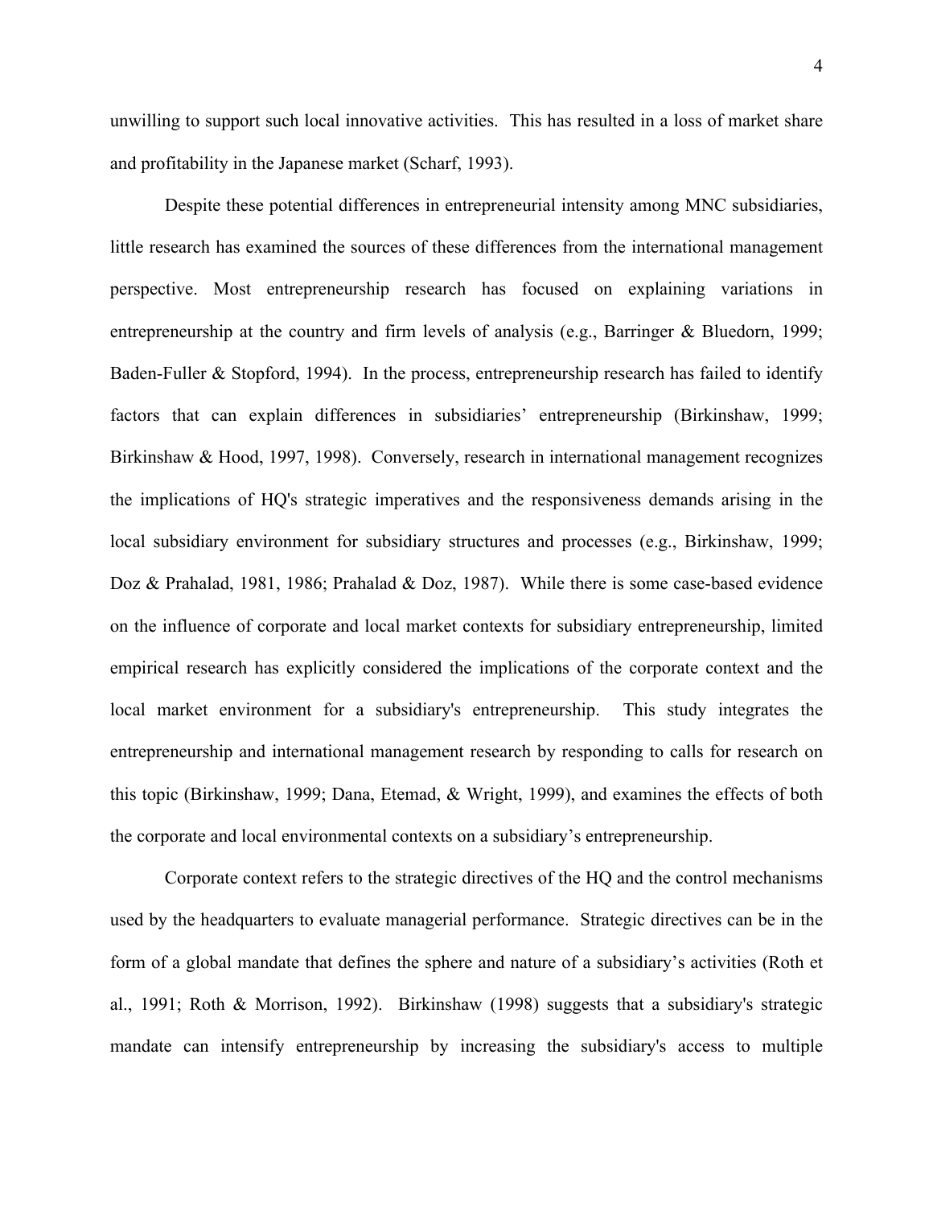unwilling to support such local innovative activities. This has resulted in a loss of market share and profitability in the Japanese market (Scharf, 1993).

Despite these potential differences in entrepreneurial intensity among MNC subsidiaries, little research has examined the sources of these differences from the international management perspective. Most entrepreneurship research has focused on explaining variations in entrepreneurship at the country and firm levels of analysis (e.g., Barringer & Bluedorn, 1999; Baden-Fuller & Stopford, 1994). In the process, entrepreneurship research has failed to identify factors that can explain differences in subsidiaries' entrepreneurship (Birkinshaw, 1999; Birkinshaw & Hood, 1997, 1998). Conversely, research in international management recognizes the implications of HQ's strategic imperatives and the responsiveness demands arising in the local subsidiary environment for subsidiary structures and processes (e.g., Birkinshaw, 1999; Doz & Prahalad, 1981, 1986; Prahalad & Doz, 1987). While there is some case-based evidence on the influence of corporate and local market contexts for subsidiary entrepreneurship, limited empirical research has explicitly considered the implications of the corporate context and the local market environment for a subsidiary's entrepreneurship. This study integrates the entrepreneurship and international management research by responding to calls for research on this topic (Birkinshaw, 1999; Dana, Etemad, & Wright, 1999), and examines the effects of both the corporate and local environmental contexts on a subsidiary's entrepreneurship.

Corporate context refers to the strategic directives of the HQ and the control mechanisms used by the headquarters to evaluate managerial performance. Strategic directives can be in the form of a global mandate that defines the sphere and nature of a subsidiary's activities (Roth et al., 1991; Roth & Morrison, 1992). Birkinshaw (1998) suggests that a subsidiary's strategic mandate can intensify entrepreneurship by increasing the subsidiary's access to multiple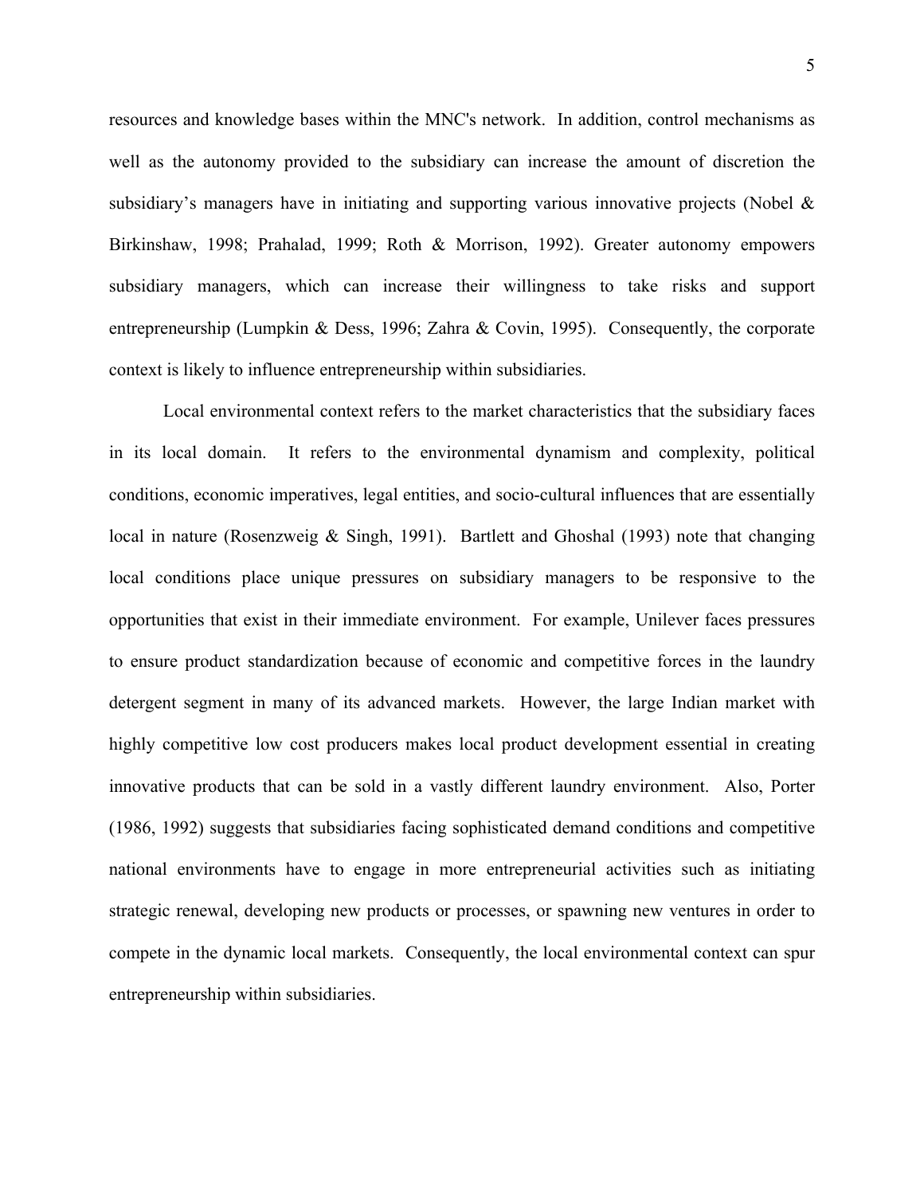resources and knowledge bases within the MNC's network. In addition, control mechanisms as well as the autonomy provided to the subsidiary can increase the amount of discretion the subsidiary's managers have in initiating and supporting various innovative projects (Nobel & Birkinshaw, 1998; Prahalad, 1999; Roth & Morrison, 1992). Greater autonomy empowers subsidiary managers, which can increase their willingness to take risks and support entrepreneurship (Lumpkin & Dess, 1996; Zahra & Covin, 1995). Consequently, the corporate context is likely to influence entrepreneurship within subsidiaries.

Local environmental context refers to the market characteristics that the subsidiary faces in its local domain. It refers to the environmental dynamism and complexity, political conditions, economic imperatives, legal entities, and socio-cultural influences that are essentially local in nature (Rosenzweig & Singh, 1991). Bartlett and Ghoshal (1993) note that changing local conditions place unique pressures on subsidiary managers to be responsive to the opportunities that exist in their immediate environment. For example, Unilever faces pressures to ensure product standardization because of economic and competitive forces in the laundry detergent segment in many of its advanced markets. However, the large Indian market with highly competitive low cost producers makes local product development essential in creating innovative products that can be sold in a vastly different laundry environment. Also, Porter (1986, 1992) suggests that subsidiaries facing sophisticated demand conditions and competitive national environments have to engage in more entrepreneurial activities such as initiating strategic renewal, developing new products or processes, or spawning new ventures in order to compete in the dynamic local markets. Consequently, the local environmental context can spur entrepreneurship within subsidiaries.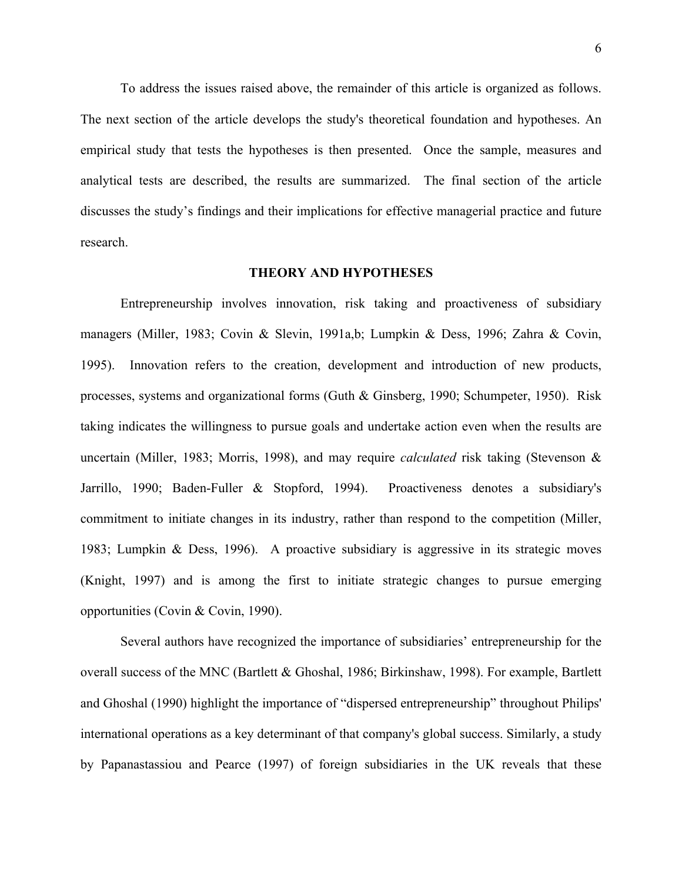To address the issues raised above, the remainder of this article is organized as follows. The next section of the article develops the study's theoretical foundation and hypotheses. An empirical study that tests the hypotheses is then presented. Once the sample, measures and analytical tests are described, the results are summarized. The final section of the article discusses the study's findings and their implications for effective managerial practice and future research.

## THEORY AND HYPOTHESES

Entrepreneurship involves innovation, risk taking and proactiveness of subsidiary managers (Miller, 1983; Covin & Slevin, 1991a,b; Lumpkin & Dess, 1996; Zahra & Covin, 1995). Innovation refers to the creation, development and introduction of new products, processes, systems and organizational forms (Guth & Ginsberg, 1990; Schumpeter, 1950). Risk taking indicates the willingness to pursue goals and undertake action even when the results are uncertain (Miller, 1983; Morris, 1998), and may require *calculated* risk taking (Stevenson & Jarrillo, 1990; Baden-Fuller & Stopford, 1994). Proactiveness denotes a subsidiary's commitment to initiate changes in its industry, rather than respond to the competition (Miller, 1983; Lumpkin & Dess, 1996). A proactive subsidiary is aggressive in its strategic moves (Knight, 1997) and is among the first to initiate strategic changes to pursue emerging opportunities (Covin & Covin, 1990).

Several authors have recognized the importance of subsidiaries' entrepreneurship for the overall success of the MNC (Bartlett & Ghoshal, 1986; Birkinshaw, 1998). For example, Bartlett and Ghoshal (1990) highlight the importance of "dispersed entrepreneurship" throughout Philips' international operations as a key determinant of that company's global success. Similarly, a study by Papanastassiou and Pearce (1997) of foreign subsidiaries in the UK reveals that these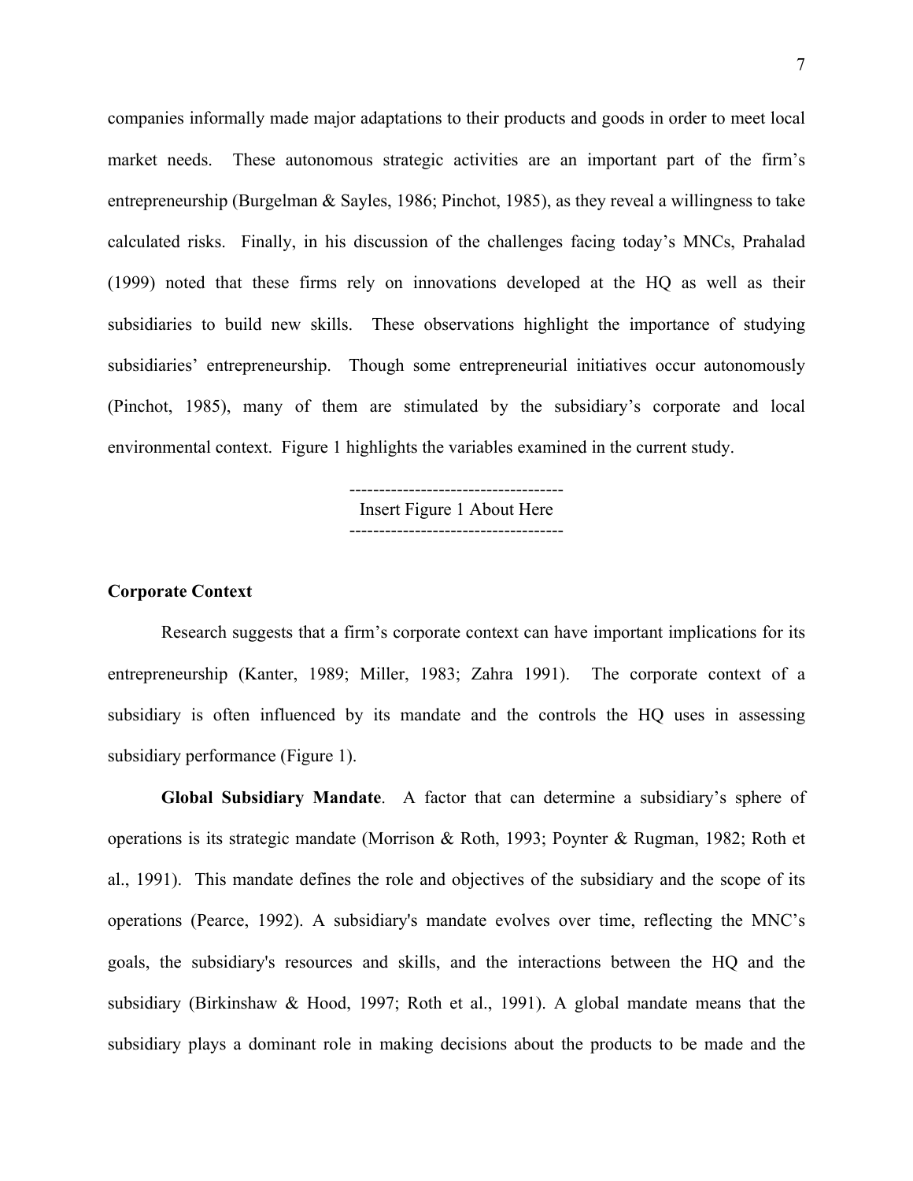companies informally made major adaptations to their products and goods in order to meet local market needs. These autonomous strategic activities are an important part of the firm's entrepreneurship (Burgelman & Sayles, 1986; Pinchot, 1985), as they reveal a willingness to take calculated risks. Finally, in his discussion of the challenges facing today's MNCs, Prahalad (1999) noted that these firms rely on innovations developed at the HQ as well as their subsidiaries to build new skills. These observations highlight the importance of studying subsidiaries' entrepreneurship. Though some entrepreneurial initiatives occur autonomously (Pinchot, 1985), many of them are stimulated by the subsidiary's corporate and local environmental context. Figure 1 highlights the variables examined in the current study.

------------------------------------
Insert Figure 1 About Here
------------------------------------

**Corporate Context**

Research suggests that a firm's corporate context can have important implications for its entrepreneurship (Kanter, 1989; Miller, 1983; Zahra 1991). The corporate context of a subsidiary is often influenced by its mandate and the controls the HQ uses in assessing subsidiary performance (Figure 1).

**Global Subsidiary Mandate**. A factor that can determine a subsidiary's sphere of operations is its strategic mandate (Morrison & Roth, 1993; Poynter & Rugman, 1982; Roth et al., 1991). This mandate defines the role and objectives of the subsidiary and the scope of its operations (Pearce, 1992). A subsidiary's mandate evolves over time, reflecting the MNC's goals, the subsidiary's resources and skills, and the interactions between the HQ and the subsidiary (Birkinshaw & Hood, 1997; Roth et al., 1991). A global mandate means that the subsidiary plays a dominant role in making decisions about the products to be made and the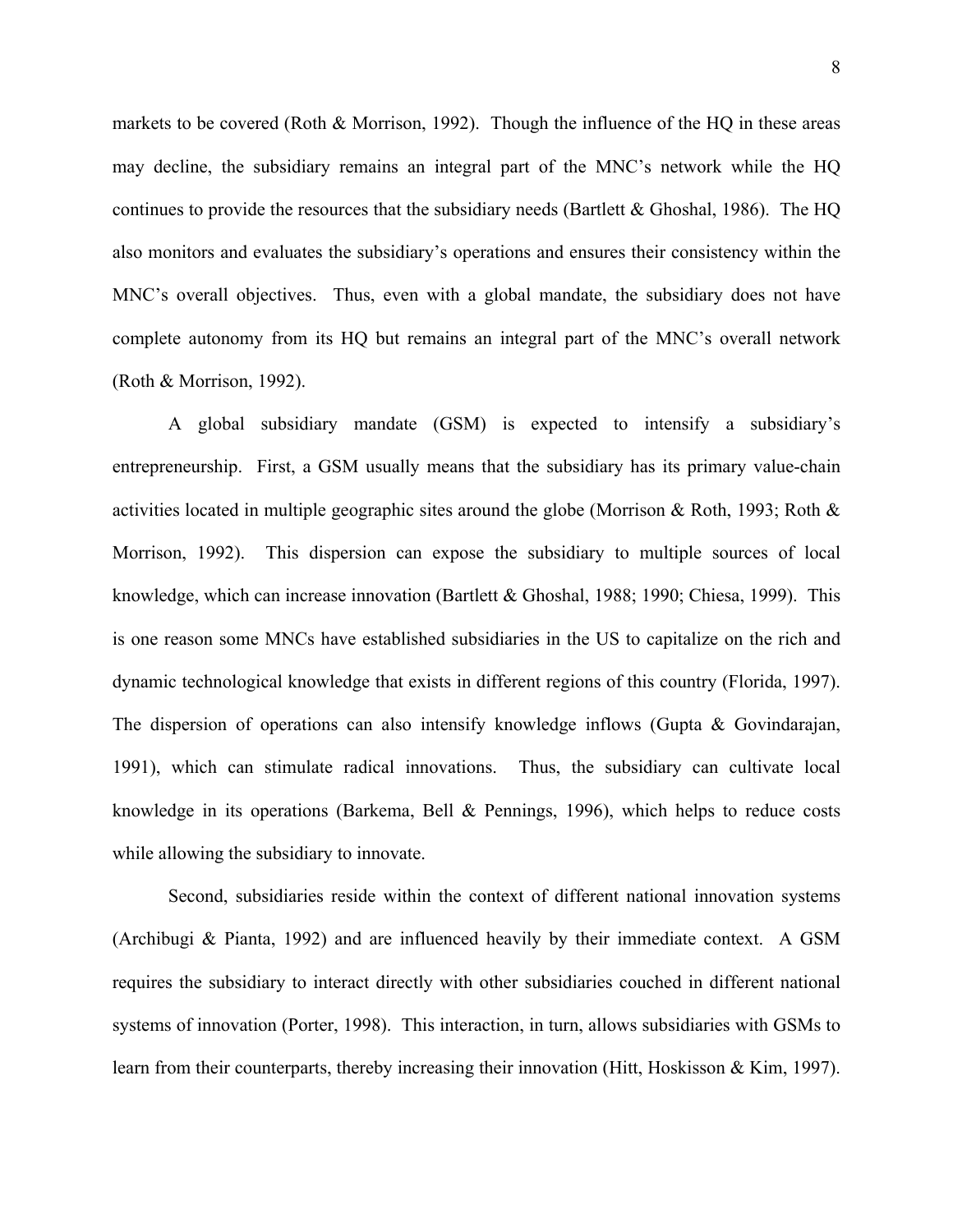markets to be covered (Roth & Morrison, 1992). Though the influence of the HQ in these areas may decline, the subsidiary remains an integral part of the MNC's network while the HQ continues to provide the resources that the subsidiary needs (Bartlett & Ghoshal, 1986). The HQ also monitors and evaluates the subsidiary's operations and ensures their consistency within the MNC's overall objectives. Thus, even with a global mandate, the subsidiary does not have complete autonomy from its HQ but remains an integral part of the MNC's overall network (Roth & Morrison, 1992).

A global subsidiary mandate (GSM) is expected to intensify a subsidiary's entrepreneurship. First, a GSM usually means that the subsidiary has its primary value-chain activities located in multiple geographic sites around the globe (Morrison & Roth, 1993; Roth & Morrison, 1992). This dispersion can expose the subsidiary to multiple sources of local knowledge, which can increase innovation (Bartlett & Ghoshal, 1988; 1990; Chiesa, 1999). This is one reason some MNCs have established subsidiaries in the US to capitalize on the rich and dynamic technological knowledge that exists in different regions of this country (Florida, 1997). The dispersion of operations can also intensify knowledge inflows (Gupta & Govindarajan, 1991), which can stimulate radical innovations. Thus, the subsidiary can cultivate local knowledge in its operations (Barkema, Bell & Pennings, 1996), which helps to reduce costs while allowing the subsidiary to innovate.

Second, subsidiaries reside within the context of different national innovation systems (Archibugi & Pianta, 1992) and are influenced heavily by their immediate context. A GSM requires the subsidiary to interact directly with other subsidiaries couched in different national systems of innovation (Porter, 1998). This interaction, in turn, allows subsidiaries with GSMs to learn from their counterparts, thereby increasing their innovation (Hitt, Hoskisson & Kim, 1997).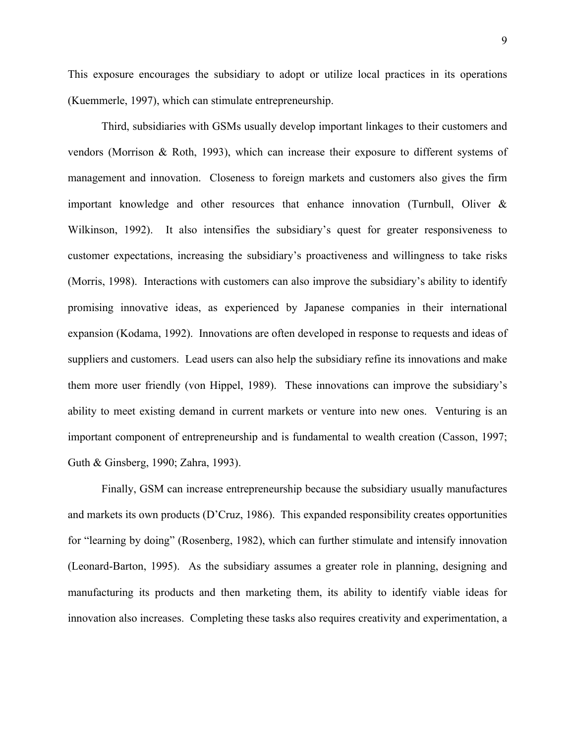This exposure encourages the subsidiary to adopt or utilize local practices in its operations (Kuemmerle, 1997), which can stimulate entrepreneurship.

Third, subsidiaries with GSMs usually develop important linkages to their customers and vendors (Morrison & Roth, 1993), which can increase their exposure to different systems of management and innovation. Closeness to foreign markets and customers also gives the firm important knowledge and other resources that enhance innovation (Turnbull, Oliver & Wilkinson, 1992). It also intensifies the subsidiary's quest for greater responsiveness to customer expectations, increasing the subsidiary's proactiveness and willingness to take risks (Morris, 1998). Interactions with customers can also improve the subsidiary's ability to identify promising innovative ideas, as experienced by Japanese companies in their international expansion (Kodama, 1992). Innovations are often developed in response to requests and ideas of suppliers and customers. Lead users can also help the subsidiary refine its innovations and make them more user friendly (von Hippel, 1989). These innovations can improve the subsidiary's ability to meet existing demand in current markets or venture into new ones. Venturing is an important component of entrepreneurship and is fundamental to wealth creation (Casson, 1997; Guth & Ginsberg, 1990; Zahra, 1993).

Finally, GSM can increase entrepreneurship because the subsidiary usually manufactures and markets its own products (D'Cruz, 1986). This expanded responsibility creates opportunities for "learning by doing" (Rosenberg, 1982), which can further stimulate and intensify innovation (Leonard-Barton, 1995). As the subsidiary assumes a greater role in planning, designing and manufacturing its products and then marketing them, its ability to identify viable ideas for innovation also increases. Completing these tasks also requires creativity and experimentation, a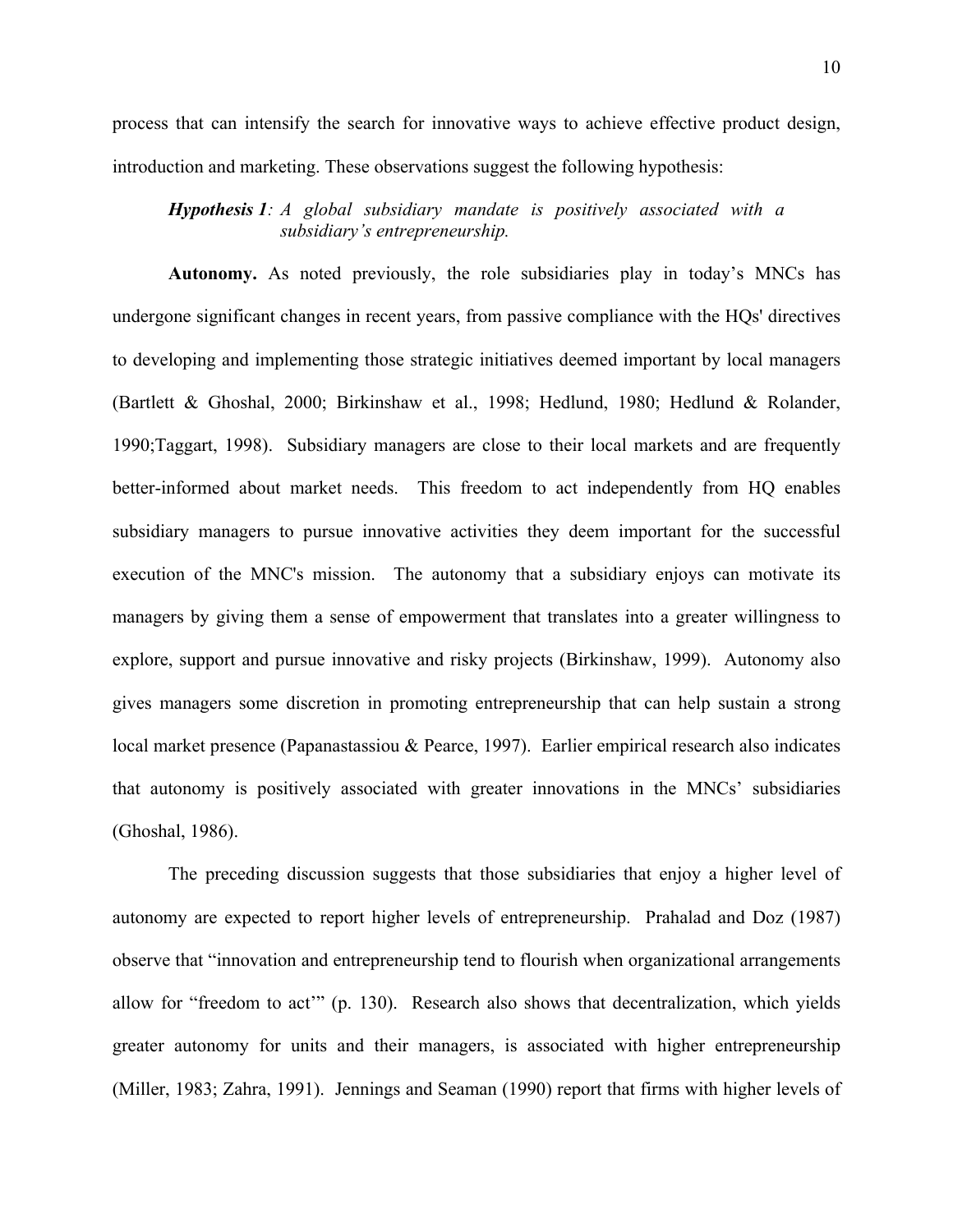process that can intensify the search for innovative ways to achieve effective product design, introduction and marketing. These observations suggest the following hypothesis:

> ***Hypothesis 1****: A global subsidiary mandate is positively associated with a subsidiary's entrepreneurship.*

**Autonomy.** As noted previously, the role subsidiaries play in today's MNCs has undergone significant changes in recent years, from passive compliance with the HQs' directives to developing and implementing those strategic initiatives deemed important by local managers (Bartlett & Ghoshal, 2000; Birkinshaw et al., 1998; Hedlund, 1980; Hedlund & Rolander, 1990;Taggart, 1998). Subsidiary managers are close to their local markets and are frequently better-informed about market needs. This freedom to act independently from HQ enables subsidiary managers to pursue innovative activities they deem important for the successful execution of the MNC's mission. The autonomy that a subsidiary enjoys can motivate its managers by giving them a sense of empowerment that translates into a greater willingness to explore, support and pursue innovative and risky projects (Birkinshaw, 1999). Autonomy also gives managers some discretion in promoting entrepreneurship that can help sustain a strong local market presence (Papanastassiou & Pearce, 1997). Earlier empirical research also indicates that autonomy is positively associated with greater innovations in the MNCs' subsidiaries (Ghoshal, 1986).

The preceding discussion suggests that those subsidiaries that enjoy a higher level of autonomy are expected to report higher levels of entrepreneurship. Prahalad and Doz (1987) observe that "innovation and entrepreneurship tend to flourish when organizational arrangements allow for "freedom to act'" (p. 130). Research also shows that decentralization, which yields greater autonomy for units and their managers, is associated with higher entrepreneurship (Miller, 1983; Zahra, 1991). Jennings and Seaman (1990) report that firms with higher levels of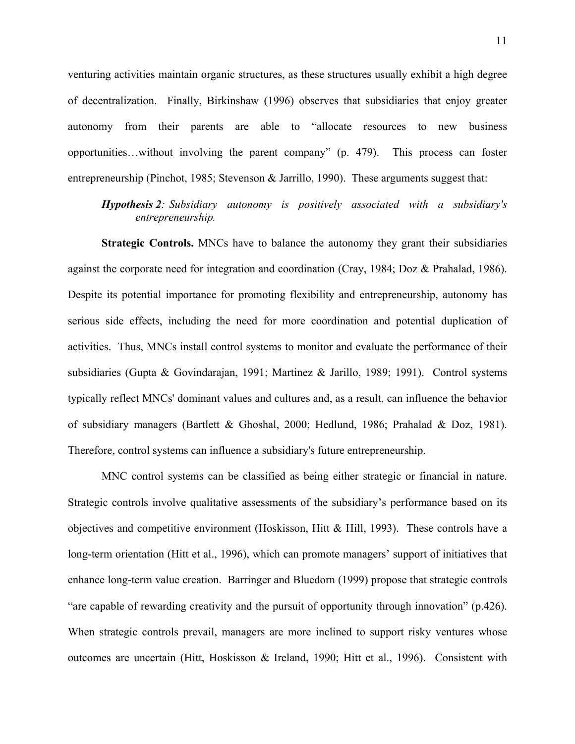venturing activities maintain organic structures, as these structures usually exhibit a high degree of decentralization. Finally, Birkinshaw (1996) observes that subsidiaries that enjoy greater autonomy from their parents are able to "allocate resources to new business opportunities…without involving the parent company" (p. 479). This process can foster entrepreneurship (Pinchot, 1985; Stevenson & Jarrillo, 1990). These arguments suggest that:

> ***Hypothesis 2****: Subsidiary autonomy is positively associated with a subsidiary's entrepreneurship.*

**Strategic Controls.** MNCs have to balance the autonomy they grant their subsidiaries against the corporate need for integration and coordination (Cray, 1984; Doz & Prahalad, 1986). Despite its potential importance for promoting flexibility and entrepreneurship, autonomy has serious side effects, including the need for more coordination and potential duplication of activities. Thus, MNCs install control systems to monitor and evaluate the performance of their subsidiaries (Gupta & Govindarajan, 1991; Martinez & Jarillo, 1989; 1991). Control systems typically reflect MNCs' dominant values and cultures and, as a result, can influence the behavior of subsidiary managers (Bartlett & Ghoshal, 2000; Hedlund, 1986; Prahalad & Doz, 1981). Therefore, control systems can influence a subsidiary's future entrepreneurship.

MNC control systems can be classified as being either strategic or financial in nature. Strategic controls involve qualitative assessments of the subsidiary's performance based on its objectives and competitive environment (Hoskisson, Hitt & Hill, 1993). These controls have a long-term orientation (Hitt et al., 1996), which can promote managers' support of initiatives that enhance long-term value creation. Barringer and Bluedorn (1999) propose that strategic controls "are capable of rewarding creativity and the pursuit of opportunity through innovation" (p.426). When strategic controls prevail, managers are more inclined to support risky ventures whose outcomes are uncertain (Hitt, Hoskisson & Ireland, 1990; Hitt et al., 1996). Consistent with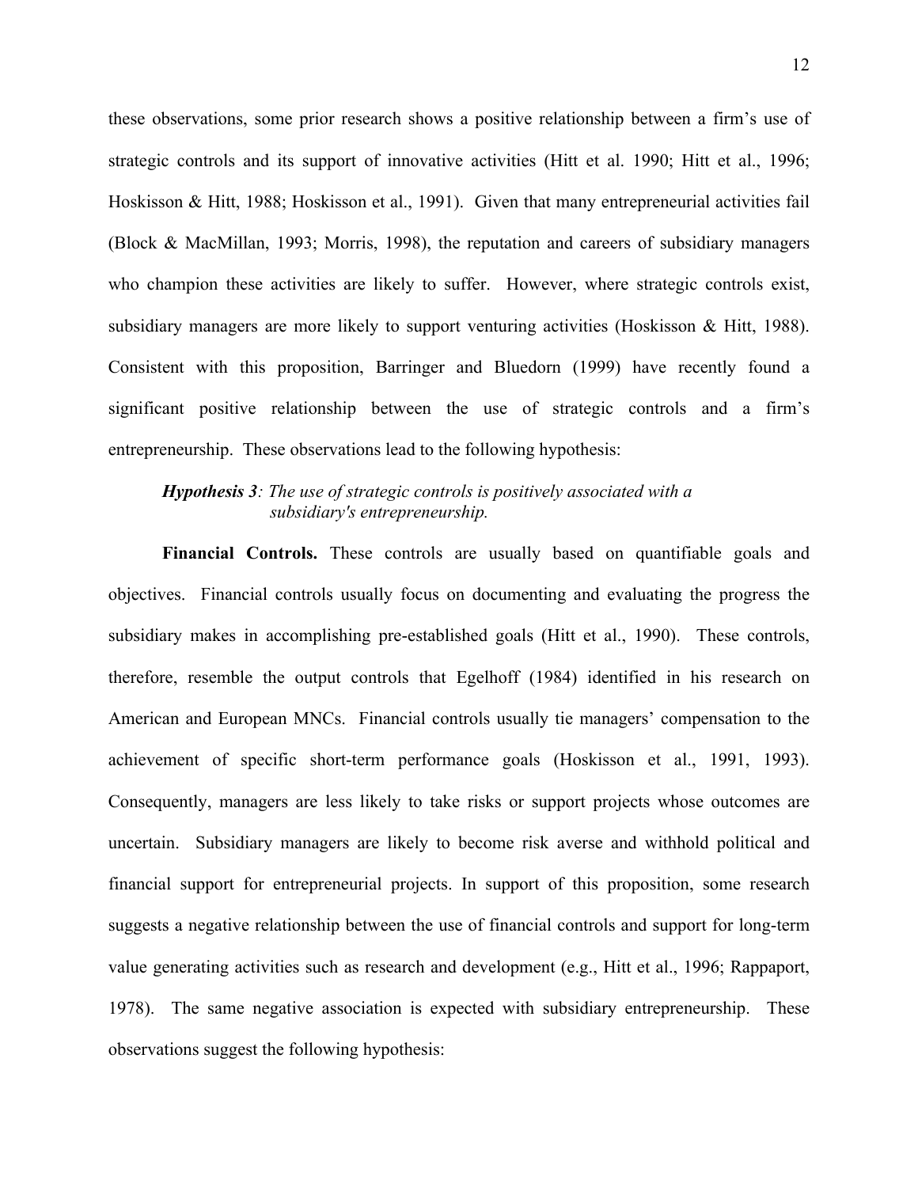these observations, some prior research shows a positive relationship between a firm's use of strategic controls and its support of innovative activities (Hitt et al. 1990; Hitt et al., 1996; Hoskisson & Hitt, 1988; Hoskisson et al., 1991). Given that many entrepreneurial activities fail (Block & MacMillan, 1993; Morris, 1998), the reputation and careers of subsidiary managers who champion these activities are likely to suffer. However, where strategic controls exist, subsidiary managers are more likely to support venturing activities (Hoskisson & Hitt, 1988). Consistent with this proposition, Barringer and Bluedorn (1999) have recently found a significant positive relationship between the use of strategic controls and a firm's entrepreneurship. These observations lead to the following hypothesis:

> ***Hypothesis 3****: The use of strategic controls is positively associated with a subsidiary's entrepreneurship.*

**Financial Controls.** These controls are usually based on quantifiable goals and objectives. Financial controls usually focus on documenting and evaluating the progress the subsidiary makes in accomplishing pre-established goals (Hitt et al., 1990). These controls, therefore, resemble the output controls that Egelhoff (1984) identified in his research on American and European MNCs. Financial controls usually tie managers' compensation to the achievement of specific short-term performance goals (Hoskisson et al., 1991, 1993). Consequently, managers are less likely to take risks or support projects whose outcomes are uncertain. Subsidiary managers are likely to become risk averse and withhold political and financial support for entrepreneurial projects. In support of this proposition, some research suggests a negative relationship between the use of financial controls and support for long-term value generating activities such as research and development (e.g., Hitt et al., 1996; Rappaport, 1978). The same negative association is expected with subsidiary entrepreneurship. These observations suggest the following hypothesis: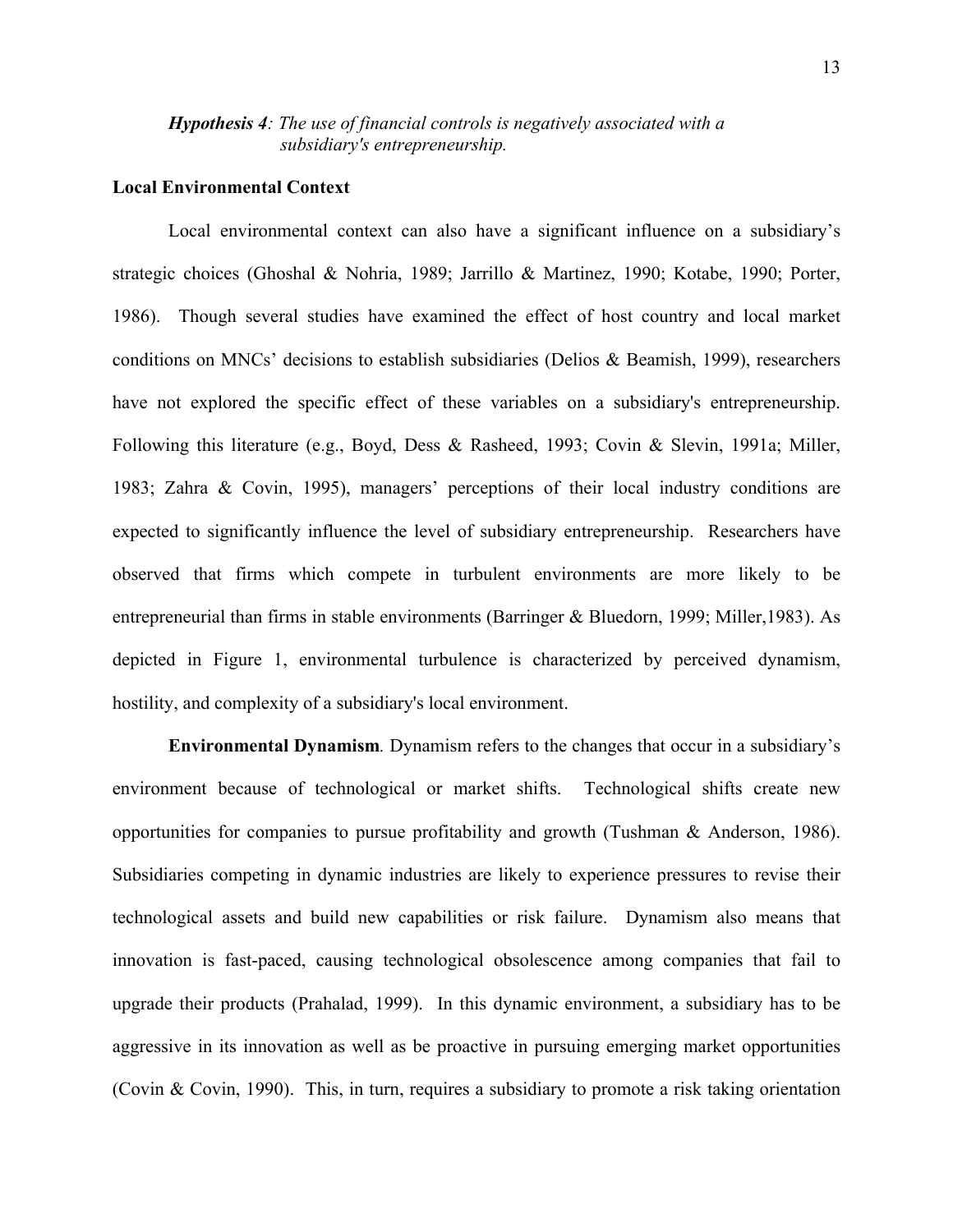***Hypothesis 4****: The use of financial controls is negatively associated with a subsidiary's entrepreneurship.*

**Local Environmental Context**

Local environmental context can also have a significant influence on a subsidiary's strategic choices (Ghoshal & Nohria, 1989; Jarrillo & Martinez, 1990; Kotabe, 1990; Porter, 1986). Though several studies have examined the effect of host country and local market conditions on MNCs' decisions to establish subsidiaries (Delios & Beamish, 1999), researchers have not explored the specific effect of these variables on a subsidiary's entrepreneurship. Following this literature (e.g., Boyd, Dess & Rasheed, 1993; Covin & Slevin, 1991a; Miller, 1983; Zahra & Covin, 1995), managers' perceptions of their local industry conditions are expected to significantly influence the level of subsidiary entrepreneurship. Researchers have observed that firms which compete in turbulent environments are more likely to be entrepreneurial than firms in stable environments (Barringer & Bluedorn, 1999; Miller,1983). As depicted in Figure 1, environmental turbulence is characterized by perceived dynamism, hostility, and complexity of a subsidiary's local environment.

**Environmental Dynamism**. Dynamism refers to the changes that occur in a subsidiary's environment because of technological or market shifts. Technological shifts create new opportunities for companies to pursue profitability and growth (Tushman & Anderson, 1986). Subsidiaries competing in dynamic industries are likely to experience pressures to revise their technological assets and build new capabilities or risk failure. Dynamism also means that innovation is fast-paced, causing technological obsolescence among companies that fail to upgrade their products (Prahalad, 1999). In this dynamic environment, a subsidiary has to be aggressive in its innovation as well as be proactive in pursuing emerging market opportunities (Covin & Covin, 1990). This, in turn, requires a subsidiary to promote a risk taking orientation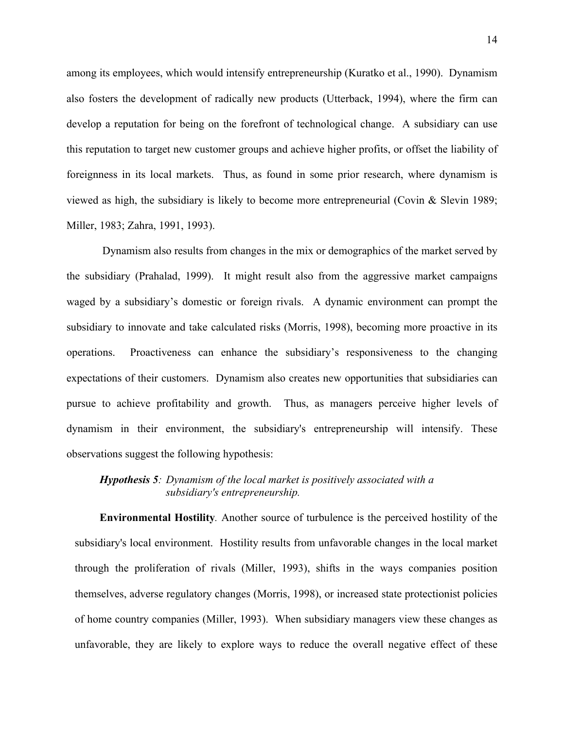among its employees, which would intensify entrepreneurship (Kuratko et al., 1990). Dynamism also fosters the development of radically new products (Utterback, 1994), where the firm can develop a reputation for being on the forefront of technological change. A subsidiary can use this reputation to target new customer groups and achieve higher profits, or offset the liability of foreignness in its local markets. Thus, as found in some prior research, where dynamism is viewed as high, the subsidiary is likely to become more entrepreneurial (Covin & Slevin 1989; Miller, 1983; Zahra, 1991, 1993).

Dynamism also results from changes in the mix or demographics of the market served by the subsidiary (Prahalad, 1999). It might result also from the aggressive market campaigns waged by a subsidiary's domestic or foreign rivals. A dynamic environment can prompt the subsidiary to innovate and take calculated risks (Morris, 1998), becoming more proactive in its operations. Proactiveness can enhance the subsidiary's responsiveness to the changing expectations of their customers. Dynamism also creates new opportunities that subsidiaries can pursue to achieve profitability and growth. Thus, as managers perceive higher levels of dynamism in their environment, the subsidiary's entrepreneurship will intensify. These observations suggest the following hypothesis:

> ***Hypothesis 5****: Dynamism of the local market is positively associated with a subsidiary's entrepreneurship.*

**Environmental Hostility**. Another source of turbulence is the perceived hostility of the subsidiary's local environment. Hostility results from unfavorable changes in the local market through the proliferation of rivals (Miller, 1993), shifts in the ways companies position themselves, adverse regulatory changes (Morris, 1998), or increased state protectionist policies of home country companies (Miller, 1993). When subsidiary managers view these changes as unfavorable, they are likely to explore ways to reduce the overall negative effect of these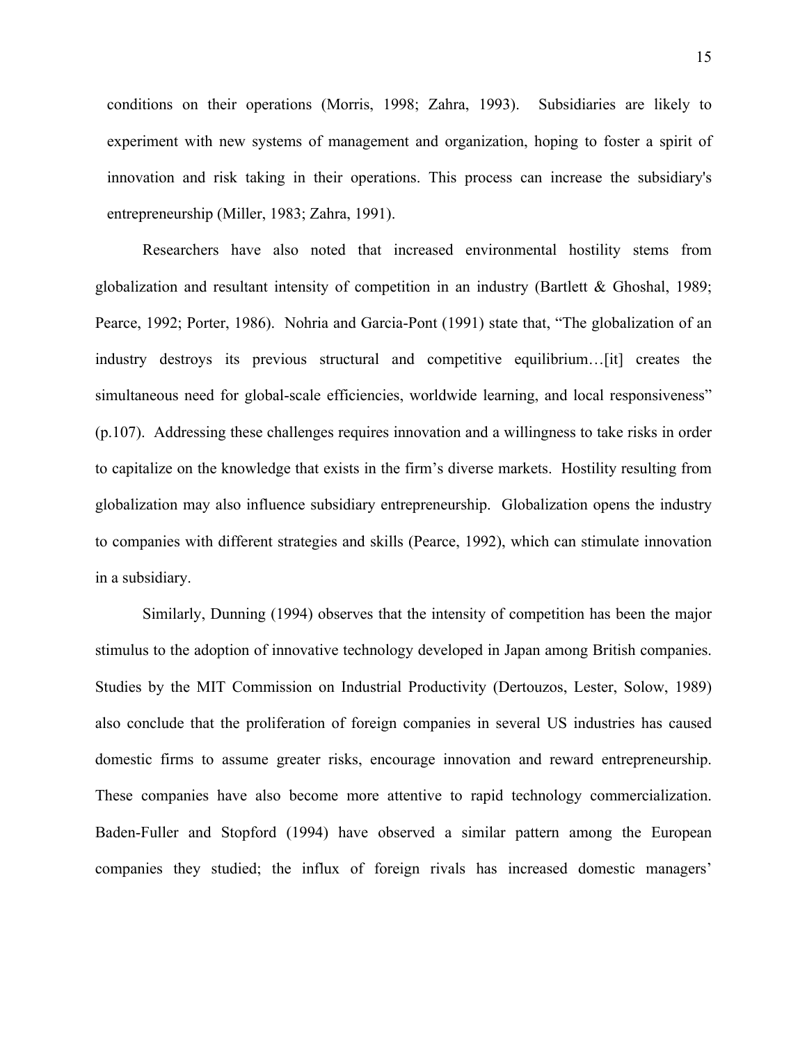conditions on their operations (Morris, 1998; Zahra, 1993). Subsidiaries are likely to experiment with new systems of management and organization, hoping to foster a spirit of innovation and risk taking in their operations. This process can increase the subsidiary's entrepreneurship (Miller, 1983; Zahra, 1991).

Researchers have also noted that increased environmental hostility stems from globalization and resultant intensity of competition in an industry (Bartlett & Ghoshal, 1989; Pearce, 1992; Porter, 1986). Nohria and Garcia-Pont (1991) state that, "The globalization of an industry destroys its previous structural and competitive equilibrium…[it] creates the simultaneous need for global-scale efficiencies, worldwide learning, and local responsiveness" (p.107). Addressing these challenges requires innovation and a willingness to take risks in order to capitalize on the knowledge that exists in the firm's diverse markets. Hostility resulting from globalization may also influence subsidiary entrepreneurship. Globalization opens the industry to companies with different strategies and skills (Pearce, 1992), which can stimulate innovation in a subsidiary.

Similarly, Dunning (1994) observes that the intensity of competition has been the major stimulus to the adoption of innovative technology developed in Japan among British companies. Studies by the MIT Commission on Industrial Productivity (Dertouzos, Lester, Solow, 1989) also conclude that the proliferation of foreign companies in several US industries has caused domestic firms to assume greater risks, encourage innovation and reward entrepreneurship. These companies have also become more attentive to rapid technology commercialization. Baden-Fuller and Stopford (1994) have observed a similar pattern among the European companies they studied; the influx of foreign rivals has increased domestic managers'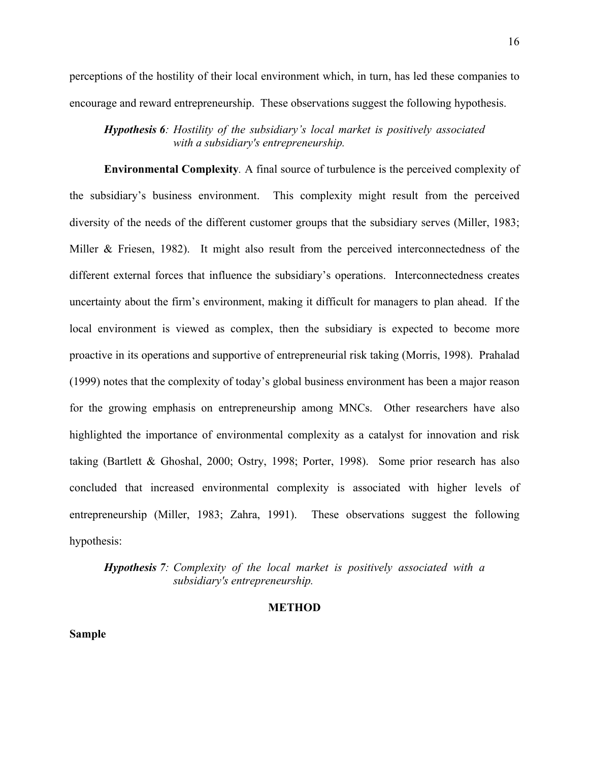perceptions of the hostility of their local environment which, in turn, has led these companies to encourage and reward entrepreneurship. These observations suggest the following hypothesis.

> ***Hypothesis 6****: Hostility of the subsidiary's local market is positively associated with a subsidiary's entrepreneurship.*

**Environmental Complexity**. A final source of turbulence is the perceived complexity of the subsidiary's business environment. This complexity might result from the perceived diversity of the needs of the different customer groups that the subsidiary serves (Miller, 1983; Miller & Friesen, 1982). It might also result from the perceived interconnectedness of the different external forces that influence the subsidiary's operations. Interconnectedness creates uncertainty about the firm's environment, making it difficult for managers to plan ahead. If the local environment is viewed as complex, then the subsidiary is expected to become more proactive in its operations and supportive of entrepreneurial risk taking (Morris, 1998). Prahalad (1999) notes that the complexity of today's global business environment has been a major reason for the growing emphasis on entrepreneurship among MNCs. Other researchers have also highlighted the importance of environmental complexity as a catalyst for innovation and risk taking (Bartlett & Ghoshal, 2000; Ostry, 1998; Porter, 1998). Some prior research has also concluded that increased environmental complexity is associated with higher levels of entrepreneurship (Miller, 1983; Zahra, 1991). These observations suggest the following hypothesis:

> ***Hypothesis 7****: Complexity of the local market is positively associated with a subsidiary's entrepreneurship.*

## METHOD

### Sample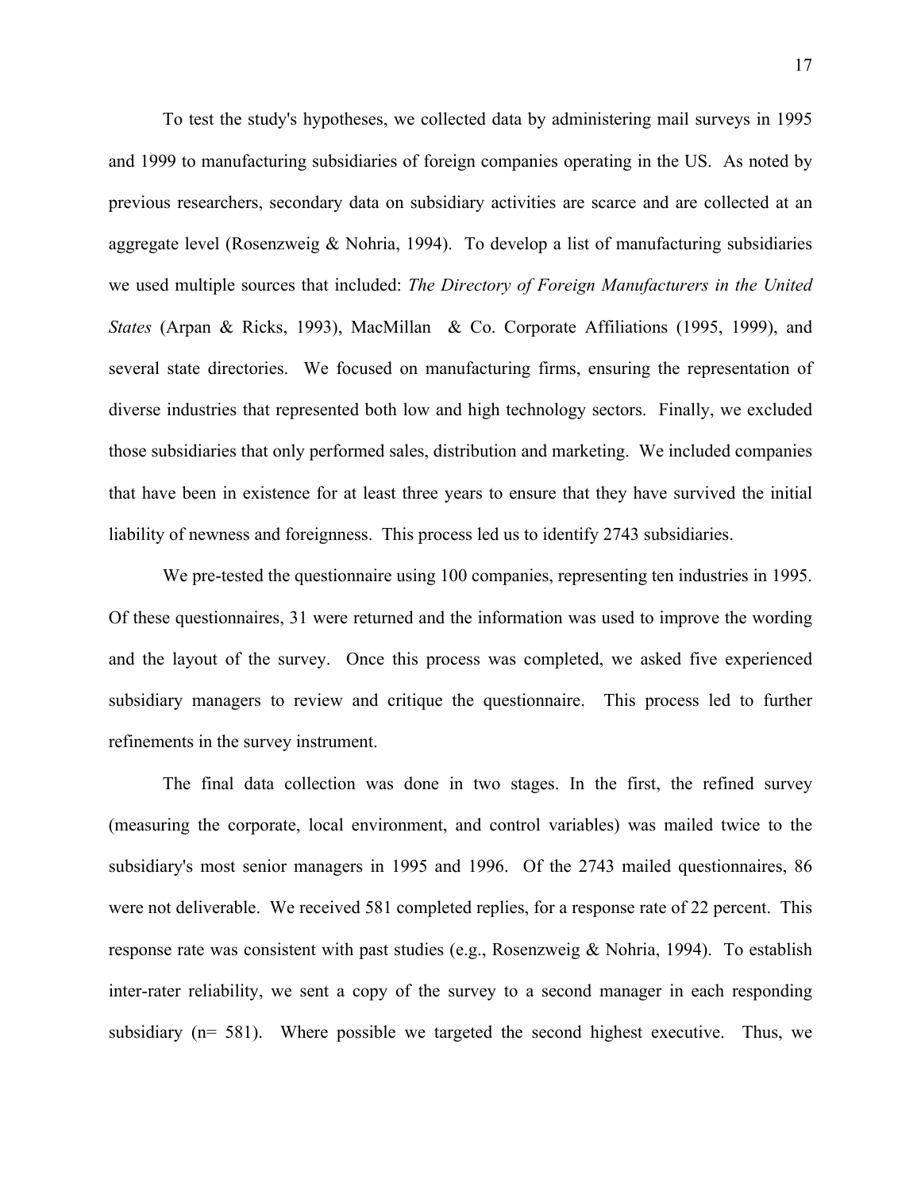To test the study's hypotheses, we collected data by administering mail surveys in 1995 and 1999 to manufacturing subsidiaries of foreign companies operating in the US. As noted by previous researchers, secondary data on subsidiary activities are scarce and are collected at an aggregate level (Rosenzweig & Nohria, 1994). To develop a list of manufacturing subsidiaries we used multiple sources that included: *The Directory of Foreign Manufacturers in the United States* (Arpan & Ricks, 1993), MacMillan & Co. Corporate Affiliations (1995, 1999), and several state directories. We focused on manufacturing firms, ensuring the representation of diverse industries that represented both low and high technology sectors. Finally, we excluded those subsidiaries that only performed sales, distribution and marketing. We included companies that have been in existence for at least three years to ensure that they have survived the initial liability of newness and foreignness. This process led us to identify 2743 subsidiaries.

We pre-tested the questionnaire using 100 companies, representing ten industries in 1995. Of these questionnaires, 31 were returned and the information was used to improve the wording and the layout of the survey. Once this process was completed, we asked five experienced subsidiary managers to review and critique the questionnaire. This process led to further refinements in the survey instrument.

The final data collection was done in two stages. In the first, the refined survey (measuring the corporate, local environment, and control variables) was mailed twice to the subsidiary's most senior managers in 1995 and 1996. Of the 2743 mailed questionnaires, 86 were not deliverable. We received 581 completed replies, for a response rate of 22 percent. This response rate was consistent with past studies (e.g., Rosenzweig & Nohria, 1994). To establish inter-rater reliability, we sent a copy of the survey to a second manager in each responding subsidiary (n= 581). Where possible we targeted the second highest executive. Thus, we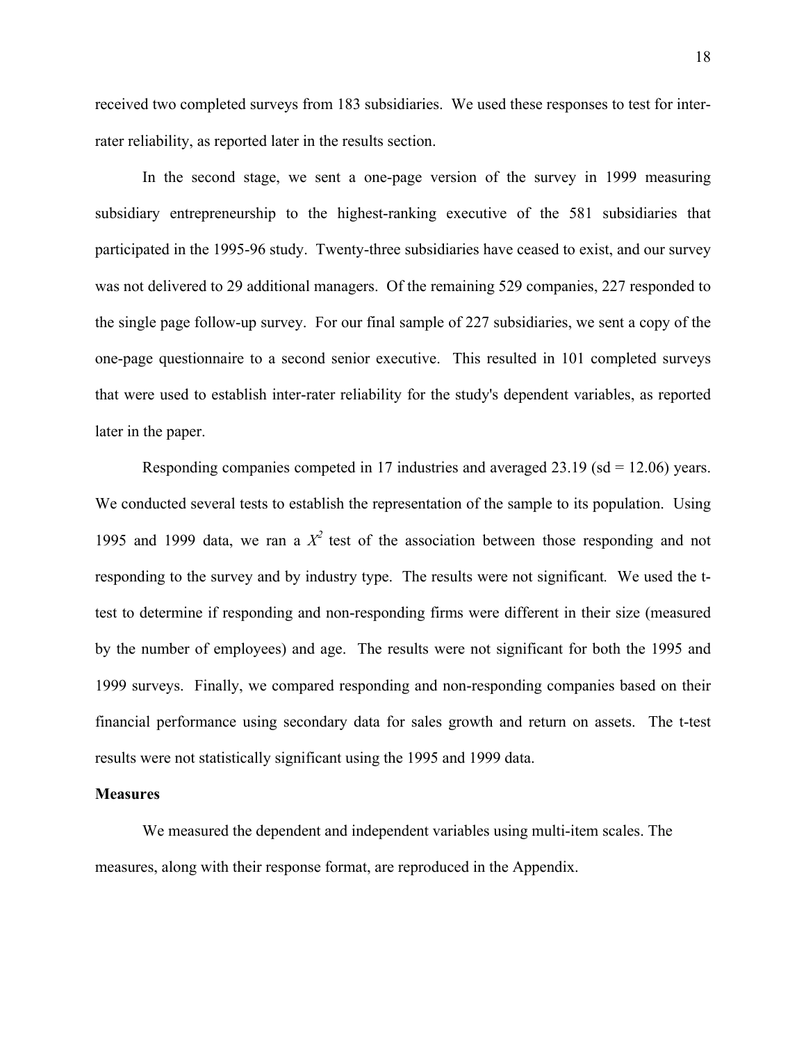received two completed surveys from 183 subsidiaries. We used these responses to test for inter-rater reliability, as reported later in the results section.

In the second stage, we sent a one-page version of the survey in 1999 measuring subsidiary entrepreneurship to the highest-ranking executive of the 581 subsidiaries that participated in the 1995-96 study. Twenty-three subsidiaries have ceased to exist, and our survey was not delivered to 29 additional managers. Of the remaining 529 companies, 227 responded to the single page follow-up survey. For our final sample of 227 subsidiaries, we sent a copy of the one-page questionnaire to a second senior executive. This resulted in 101 completed surveys that were used to establish inter-rater reliability for the study's dependent variables, as reported later in the paper.

Responding companies competed in 17 industries and averaged 23.19 (sd = 12.06) years. We conducted several tests to establish the representation of the sample to its population. Using 1995 and 1999 data, we ran a $X^2$ test of the association between those responding and not responding to the survey and by industry type. The results were not significant. We used the t-test to determine if responding and non-responding firms were different in their size (measured by the number of employees) and age. The results were not significant for both the 1995 and 1999 surveys. Finally, we compared responding and non-responding companies based on their financial performance using secondary data for sales growth and return on assets. The t-test results were not statistically significant using the 1995 and 1999 data.

**Measures**

We measured the dependent and independent variables using multi-item scales. The measures, along with their response format, are reproduced in the Appendix.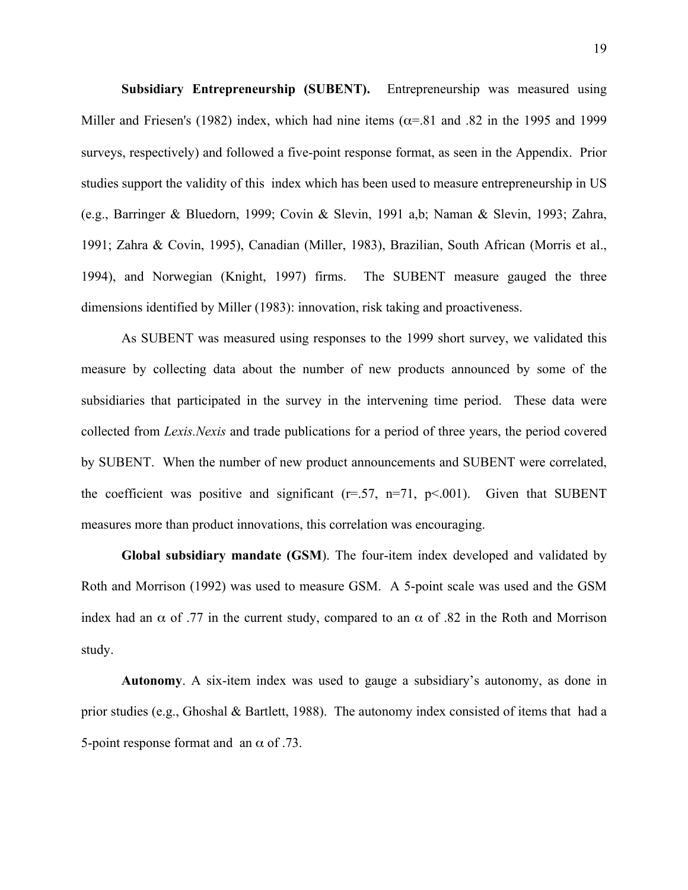**Subsidiary Entrepreneurship (SUBENT).** Entrepreneurship was measured using Miller and Friesen's (1982) index, which had nine items ($\alpha$=.81 and .82 in the 1995 and 1999 surveys, respectively) and followed a five-point response format, as seen in the Appendix. Prior studies support the validity of this index which has been used to measure entrepreneurship in US (e.g., Barringer & Bluedorn, 1999; Covin & Slevin, 1991 a,b; Naman & Slevin, 1993; Zahra, 1991; Zahra & Covin, 1995), Canadian (Miller, 1983), Brazilian, South African (Morris et al., 1994), and Norwegian (Knight, 1997) firms. The SUBENT measure gauged the three dimensions identified by Miller (1983): innovation, risk taking and proactiveness.

As SUBENT was measured using responses to the 1999 short survey, we validated this measure by collecting data about the number of new products announced by some of the subsidiaries that participated in the survey in the intervening time period. These data were collected from *Lexis.Nexis* and trade publications for a period of three years, the period covered by SUBENT. When the number of new product announcements and SUBENT were correlated, the coefficient was positive and significant ($r$=.57, $n$=71, $p$<.001). Given that SUBENT measures more than product innovations, this correlation was encouraging.

**Global subsidiary mandate (GSM**). The four-item index developed and validated by Roth and Morrison (1992) was used to measure GSM. A 5-point scale was used and the GSM index had an $\alpha$ of .77 in the current study, compared to an $\alpha$ of .82 in the Roth and Morrison study.

**Autonomy**. A six-item index was used to gauge a subsidiary's autonomy, as done in prior studies (e.g., Ghoshal & Bartlett, 1988). The autonomy index consisted of items that had a 5-point response format and an $\alpha$ of .73.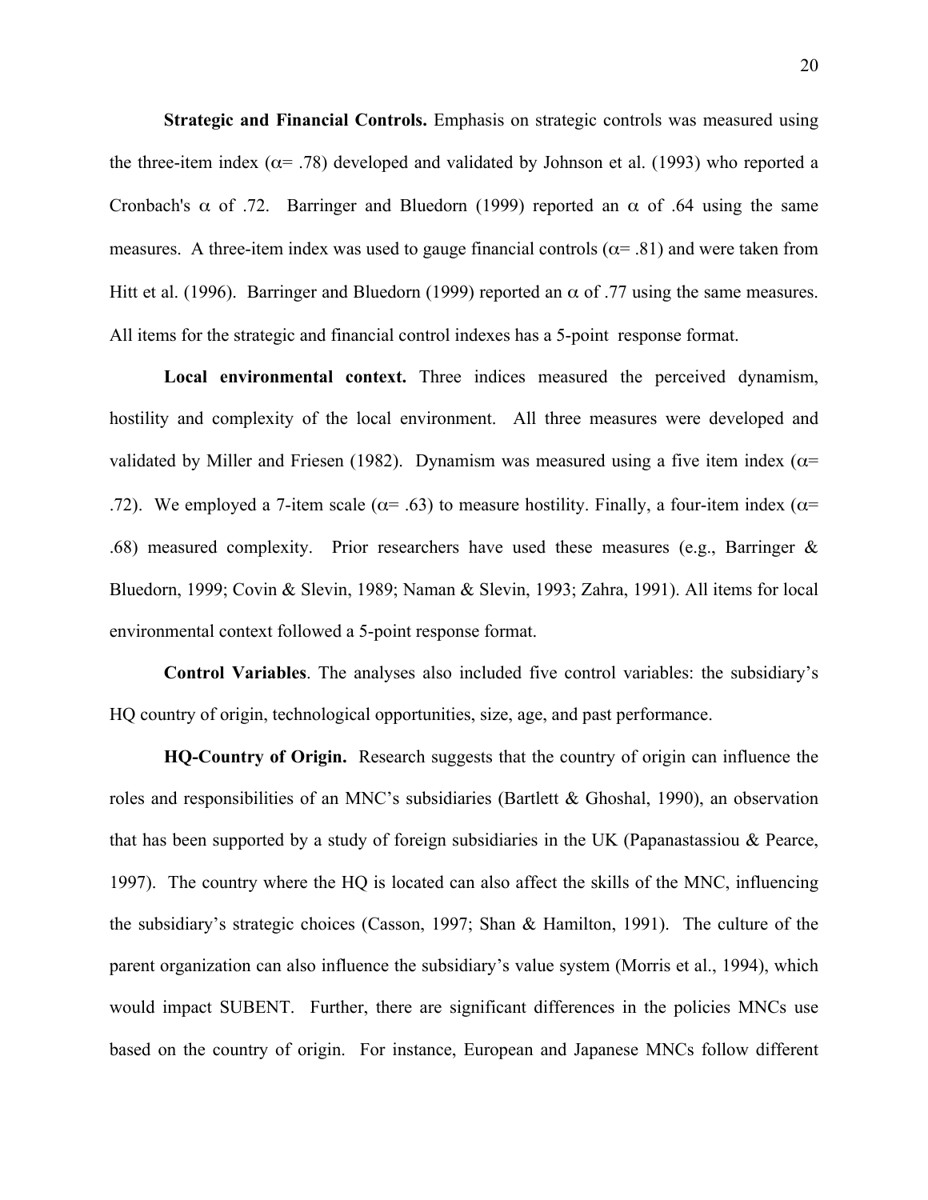**Strategic and Financial Controls.** Emphasis on strategic controls was measured using the three-item index ($\alpha$= .78) developed and validated by Johnson et al. (1993) who reported a Cronbach's $\alpha$ of .72. Barringer and Bluedorn (1999) reported an $\alpha$ of .64 using the same measures. A three-item index was used to gauge financial controls ($\alpha$= .81) and were taken from Hitt et al. (1996). Barringer and Bluedorn (1999) reported an $\alpha$ of .77 using the same measures. All items for the strategic and financial control indexes has a 5-point response format.

**Local environmental context.** Three indices measured the perceived dynamism, hostility and complexity of the local environment. All three measures were developed and validated by Miller and Friesen (1982). Dynamism was measured using a five item index ($\alpha$= .72). We employed a 7-item scale ($\alpha$= .63) to measure hostility. Finally, a four-item index ($\alpha$= .68) measured complexity. Prior researchers have used these measures (e.g., Barringer & Bluedorn, 1999; Covin & Slevin, 1989; Naman & Slevin, 1993; Zahra, 1991). All items for local environmental context followed a 5-point response format.

**Control Variables**. The analyses also included five control variables: the subsidiary's HQ country of origin, technological opportunities, size, age, and past performance.

**HQ-Country of Origin.** Research suggests that the country of origin can influence the roles and responsibilities of an MNC's subsidiaries (Bartlett & Ghoshal, 1990), an observation that has been supported by a study of foreign subsidiaries in the UK (Papanastassiou & Pearce, 1997). The country where the HQ is located can also affect the skills of the MNC, influencing the subsidiary's strategic choices (Casson, 1997; Shan & Hamilton, 1991). The culture of the parent organization can also influence the subsidiary's value system (Morris et al., 1994), which would impact SUBENT. Further, there are significant differences in the policies MNCs use based on the country of origin. For instance, European and Japanese MNCs follow different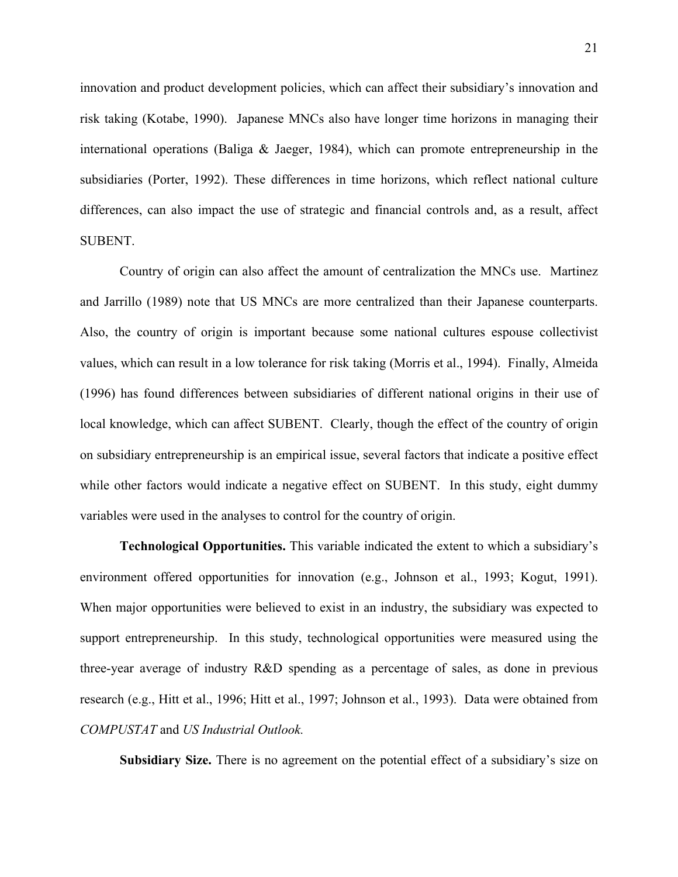innovation and product development policies, which can affect their subsidiary's innovation and risk taking (Kotabe, 1990). Japanese MNCs also have longer time horizons in managing their international operations (Baliga & Jaeger, 1984), which can promote entrepreneurship in the subsidiaries (Porter, 1992). These differences in time horizons, which reflect national culture differences, can also impact the use of strategic and financial controls and, as a result, affect SUBENT.

Country of origin can also affect the amount of centralization the MNCs use. Martinez and Jarrillo (1989) note that US MNCs are more centralized than their Japanese counterparts. Also, the country of origin is important because some national cultures espouse collectivist values, which can result in a low tolerance for risk taking (Morris et al., 1994). Finally, Almeida (1996) has found differences between subsidiaries of different national origins in their use of local knowledge, which can affect SUBENT. Clearly, though the effect of the country of origin on subsidiary entrepreneurship is an empirical issue, several factors that indicate a positive effect while other factors would indicate a negative effect on SUBENT. In this study, eight dummy variables were used in the analyses to control for the country of origin.

**Technological Opportunities.** This variable indicated the extent to which a subsidiary's environment offered opportunities for innovation (e.g., Johnson et al., 1993; Kogut, 1991). When major opportunities were believed to exist in an industry, the subsidiary was expected to support entrepreneurship. In this study, technological opportunities were measured using the three-year average of industry R&D spending as a percentage of sales, as done in previous research (e.g., Hitt et al., 1996; Hitt et al., 1997; Johnson et al., 1993). Data were obtained from *COMPUSTAT* and *US Industrial Outlook.*

**Subsidiary Size.** There is no agreement on the potential effect of a subsidiary's size on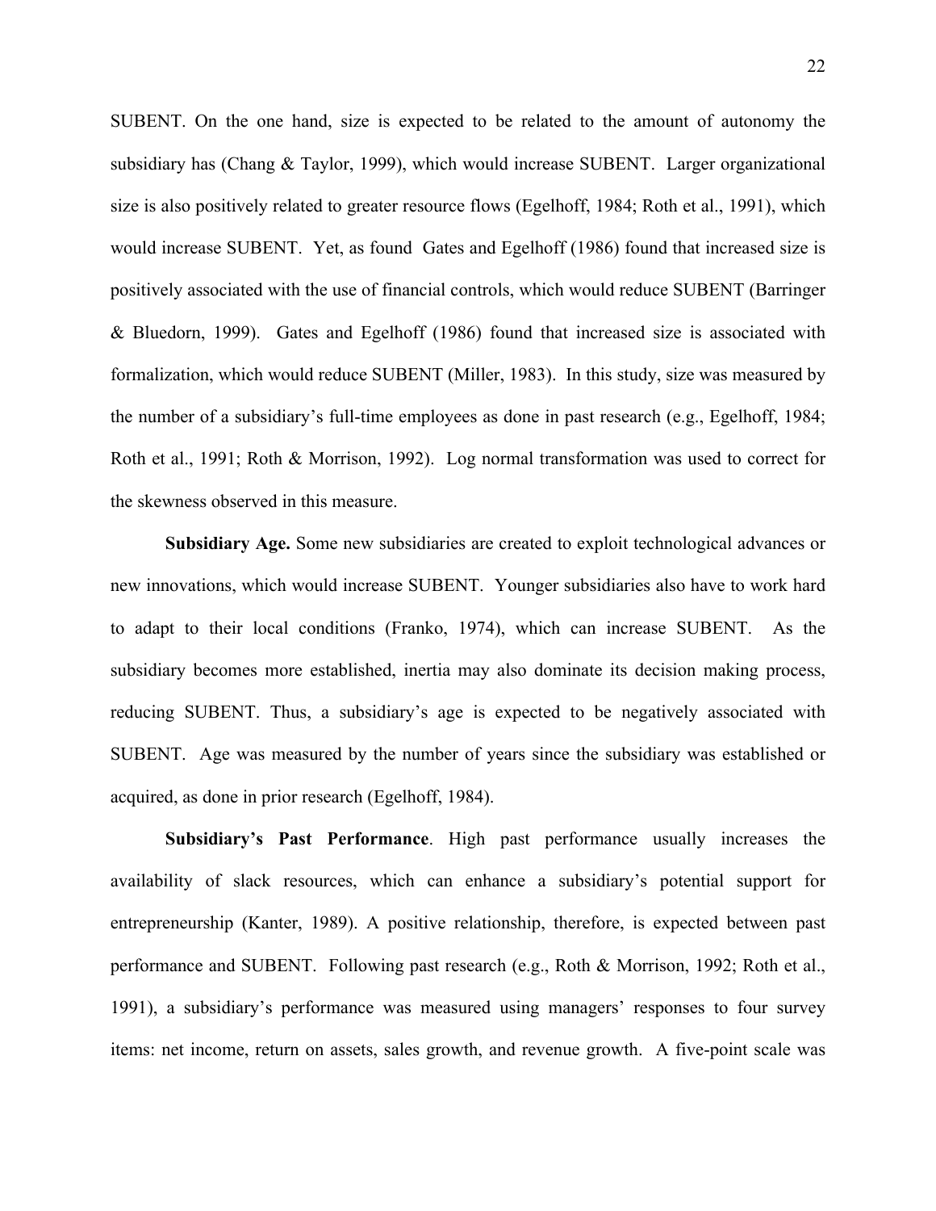SUBENT. On the one hand, size is expected to be related to the amount of autonomy the subsidiary has (Chang & Taylor, 1999), which would increase SUBENT. Larger organizational size is also positively related to greater resource flows (Egelhoff, 1984; Roth et al., 1991), which would increase SUBENT. Yet, as found Gates and Egelhoff (1986) found that increased size is positively associated with the use of financial controls, which would reduce SUBENT (Barringer & Bluedorn, 1999). Gates and Egelhoff (1986) found that increased size is associated with formalization, which would reduce SUBENT (Miller, 1983). In this study, size was measured by the number of a subsidiary's full-time employees as done in past research (e.g., Egelhoff, 1984; Roth et al., 1991; Roth & Morrison, 1992). Log normal transformation was used to correct for the skewness observed in this measure.

**Subsidiary Age.** Some new subsidiaries are created to exploit technological advances or new innovations, which would increase SUBENT. Younger subsidiaries also have to work hard to adapt to their local conditions (Franko, 1974), which can increase SUBENT. As the subsidiary becomes more established, inertia may also dominate its decision making process, reducing SUBENT. Thus, a subsidiary's age is expected to be negatively associated with SUBENT. Age was measured by the number of years since the subsidiary was established or acquired, as done in prior research (Egelhoff, 1984).

**Subsidiary's Past Performance**. High past performance usually increases the availability of slack resources, which can enhance a subsidiary's potential support for entrepreneurship (Kanter, 1989). A positive relationship, therefore, is expected between past performance and SUBENT. Following past research (e.g., Roth & Morrison, 1992; Roth et al., 1991), a subsidiary's performance was measured using managers' responses to four survey items: net income, return on assets, sales growth, and revenue growth. A five-point scale was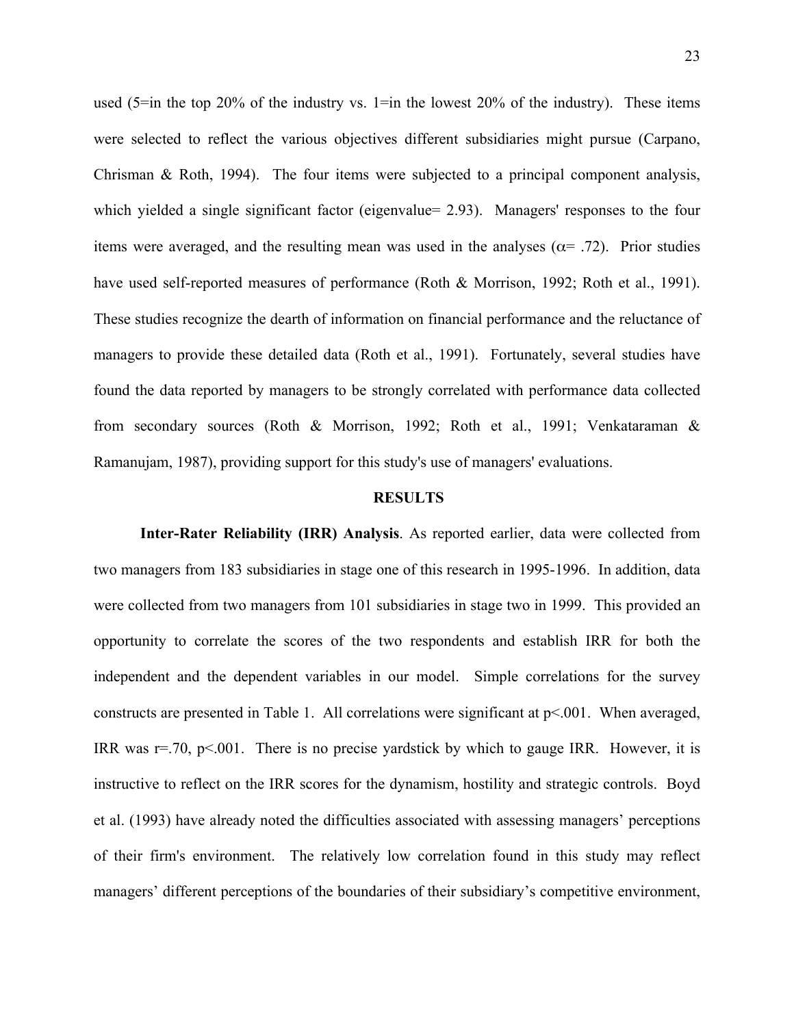used (5=in the top 20% of the industry vs. 1=in the lowest 20% of the industry). These items were selected to reflect the various objectives different subsidiaries might pursue (Carpano, Chrisman & Roth, 1994). The four items were subjected to a principal component analysis, which yielded a single significant factor (eigenvalue= 2.93). Managers' responses to the four items were averaged, and the resulting mean was used in the analyses ($\alpha$= .72). Prior studies have used self-reported measures of performance (Roth & Morrison, 1992; Roth et al., 1991). These studies recognize the dearth of information on financial performance and the reluctance of managers to provide these detailed data (Roth et al., 1991). Fortunately, several studies have found the data reported by managers to be strongly correlated with performance data collected from secondary sources (Roth & Morrison, 1992; Roth et al., 1991; Venkataraman & Ramanujam, 1987), providing support for this study's use of managers' evaluations.

## RESULTS

**Inter-Rater Reliability (IRR) Analysis**. As reported earlier, data were collected from two managers from 183 subsidiaries in stage one of this research in 1995-1996. In addition, data were collected from two managers from 101 subsidiaries in stage two in 1999. This provided an opportunity to correlate the scores of the two respondents and establish IRR for both the independent and the dependent variables in our model. Simple correlations for the survey constructs are presented in Table 1. All correlations were significant at $p<.001$. When averaged, IRR was $r=.70$, $p<.001$. There is no precise yardstick by which to gauge IRR. However, it is instructive to reflect on the IRR scores for the dynamism, hostility and strategic controls. Boyd et al. (1993) have already noted the difficulties associated with assessing managers' perceptions of their firm's environment. The relatively low correlation found in this study may reflect managers' different perceptions of the boundaries of their subsidiary's competitive environment,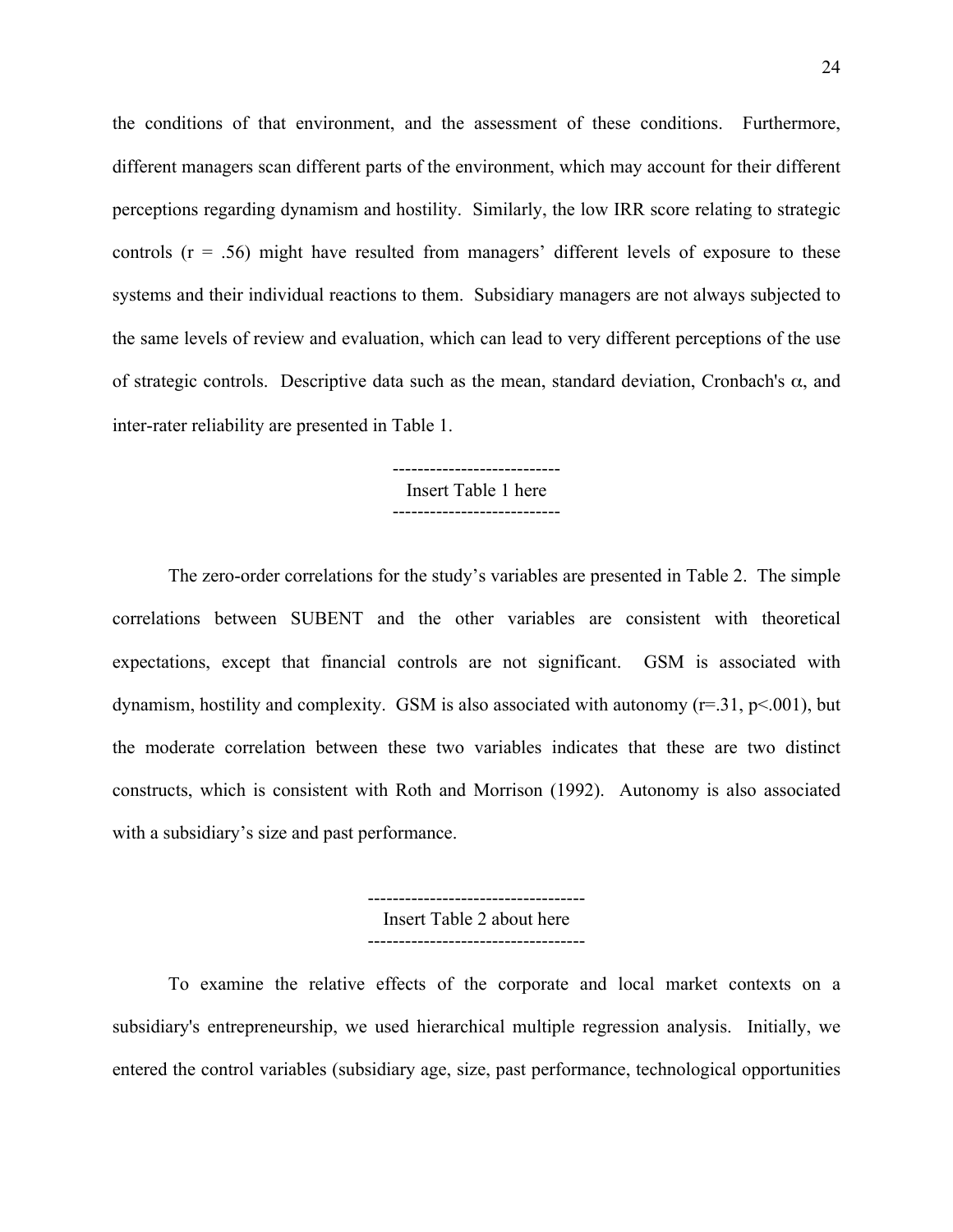the conditions of that environment, and the assessment of these conditions. Furthermore, different managers scan different parts of the environment, which may account for their different perceptions regarding dynamism and hostility. Similarly, the low IRR score relating to strategic controls ($r = .56$) might have resulted from managers' different levels of exposure to these systems and their individual reactions to them. Subsidiary managers are not always subjected to the same levels of review and evaluation, which can lead to very different perceptions of the use of strategic controls. Descriptive data such as the mean, standard deviation, Cronbach's $\alpha$, and inter-rater reliability are presented in Table 1.

---------------------------
Insert Table 1 here
---------------------------

The zero-order correlations for the study's variables are presented in Table 2. The simple correlations between SUBENT and the other variables are consistent with theoretical expectations, except that financial controls are not significant. GSM is associated with dynamism, hostility and complexity. GSM is also associated with autonomy ($r=.31$, $p<.001$), but the moderate correlation between these two variables indicates that these are two distinct constructs, which is consistent with Roth and Morrison (1992). Autonomy is also associated with a subsidiary's size and past performance.

-----------------------------------
Insert Table 2 about here
-----------------------------------

To examine the relative effects of the corporate and local market contexts on a subsidiary's entrepreneurship, we used hierarchical multiple regression analysis. Initially, we entered the control variables (subsidiary age, size, past performance, technological opportunities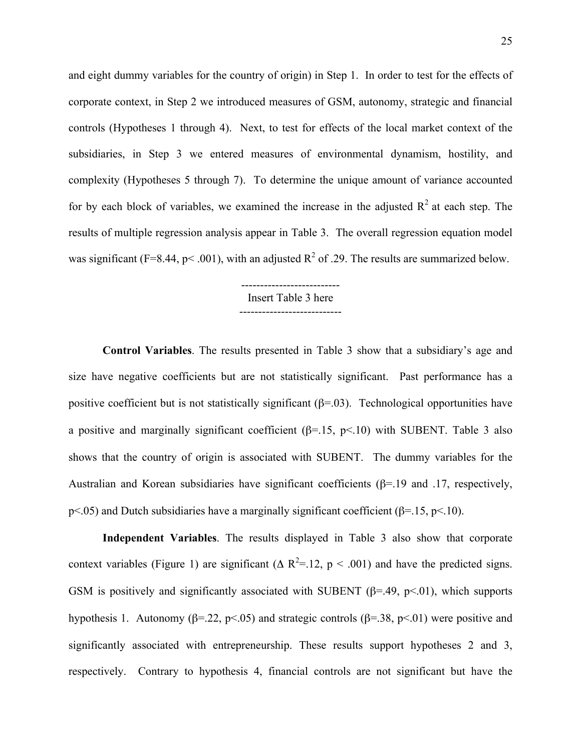and eight dummy variables for the country of origin) in Step 1. In order to test for the effects of corporate context, in Step 2 we introduced measures of GSM, autonomy, strategic and financial controls (Hypotheses 1 through 4). Next, to test for effects of the local market context of the subsidiaries, in Step 3 we entered measures of environmental dynamism, hostility, and complexity (Hypotheses 5 through 7). To determine the unique amount of variance accounted for by each block of variables, we examined the increase in the adjusted $R^2$ at each step. The results of multiple regression analysis appear in Table 3. The overall regression equation model was significant ($F=8.44$, $p< .001$), with an adjusted $R^2$ of .29. The results are summarized below.

--------------------------
Insert Table 3 here
---------------------------

**Control Variables**. The results presented in Table 3 show that a subsidiary's age and size have negative coefficients but are not statistically significant. Past performance has a positive coefficient but is not statistically significant ($\beta=.03$). Technological opportunities have a positive and marginally significant coefficient ($\beta=.15$, $p<.10$) with SUBENT. Table 3 also shows that the country of origin is associated with SUBENT. The dummy variables for the Australian and Korean subsidiaries have significant coefficients ($\beta=.19$ and .17, respectively, $p<.05$) and Dutch subsidiaries have a marginally significant coefficient ($\beta=.15$, $p<.10$).

**Independent Variables**. The results displayed in Table 3 also show that corporate context variables (Figure 1) are significant ($\Delta R^2=.12$, $p < .001$) and have the predicted signs. GSM is positively and significantly associated with SUBENT ($\beta=.49$, $p<.01$), which supports hypothesis 1. Autonomy ($\beta=.22$, $p<.05$) and strategic controls ($\beta=.38$, $p<.01$) were positive and significantly associated with entrepreneurship. These results support hypotheses 2 and 3, respectively. Contrary to hypothesis 4, financial controls are not significant but have the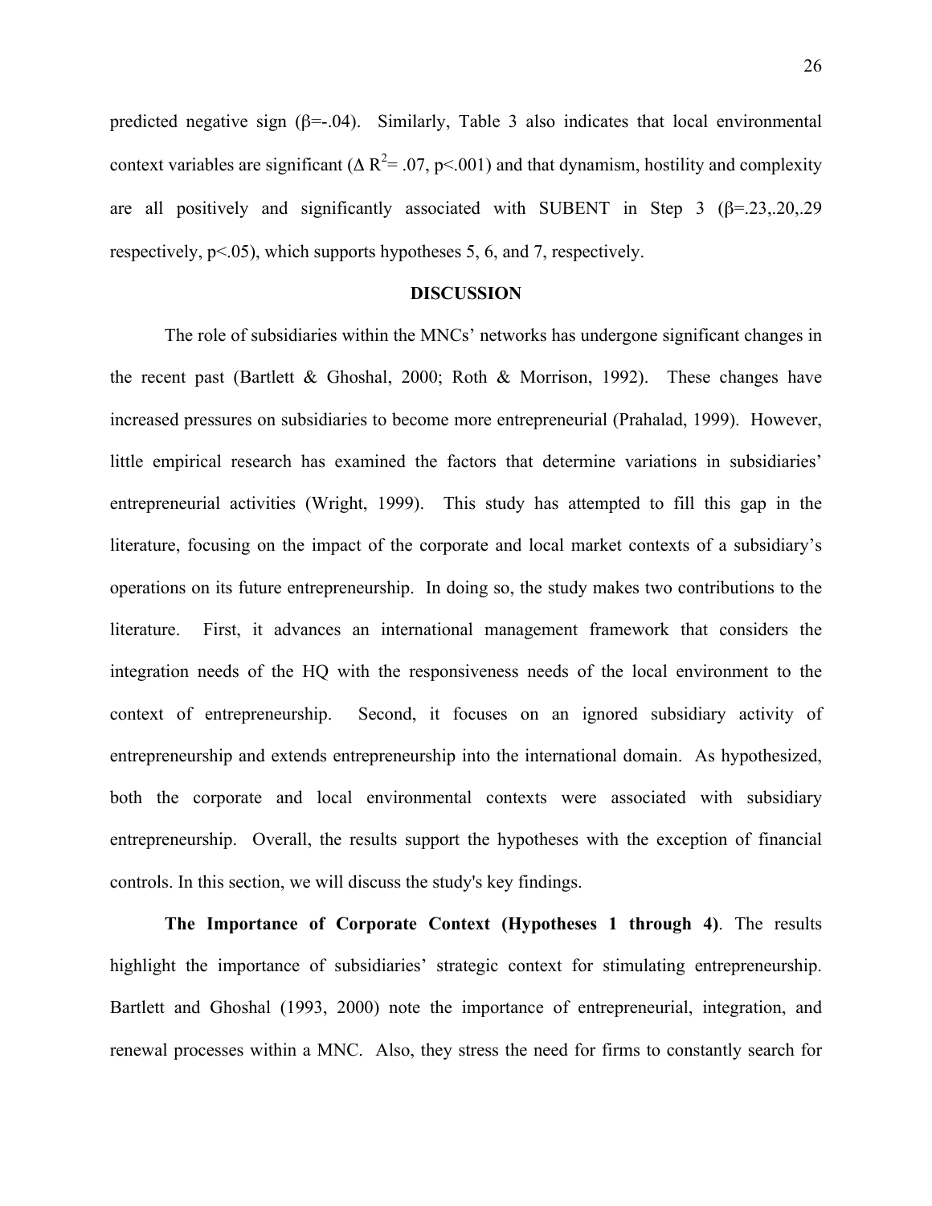predicted negative sign ($\beta$=-.04). Similarly, Table 3 also indicates that local environmental context variables are significant ($\Delta R^2$= .07, $p<.001$) and that dynamism, hostility and complexity are all positively and significantly associated with SUBENT in Step 3 ($\beta$=.23,.20,.29 respectively, $p<.05$), which supports hypotheses 5, 6, and 7, respectively.

## DISCUSSION

The role of subsidiaries within the MNCs' networks has undergone significant changes in the recent past (Bartlett & Ghoshal, 2000; Roth & Morrison, 1992). These changes have increased pressures on subsidiaries to become more entrepreneurial (Prahalad, 1999). However, little empirical research has examined the factors that determine variations in subsidiaries' entrepreneurial activities (Wright, 1999). This study has attempted to fill this gap in the literature, focusing on the impact of the corporate and local market contexts of a subsidiary's operations on its future entrepreneurship. In doing so, the study makes two contributions to the literature. First, it advances an international management framework that considers the integration needs of the HQ with the responsiveness needs of the local environment to the context of entrepreneurship. Second, it focuses on an ignored subsidiary activity of entrepreneurship and extends entrepreneurship into the international domain. As hypothesized, both the corporate and local environmental contexts were associated with subsidiary entrepreneurship. Overall, the results support the hypotheses with the exception of financial controls. In this section, we will discuss the study's key findings.

**The Importance of Corporate Context (Hypotheses 1 through 4)**. The results highlight the importance of subsidiaries' strategic context for stimulating entrepreneurship. Bartlett and Ghoshal (1993, 2000) note the importance of entrepreneurial, integration, and renewal processes within a MNC. Also, they stress the need for firms to constantly search for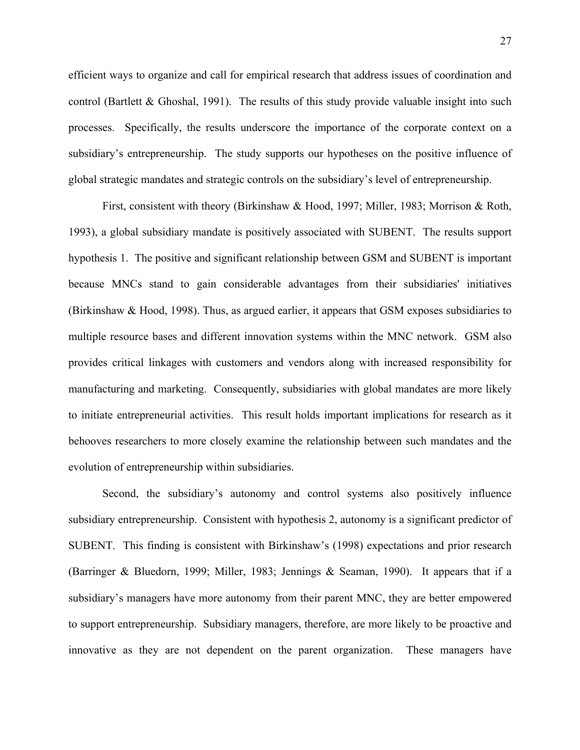efficient ways to organize and call for empirical research that address issues of coordination and control (Bartlett & Ghoshal, 1991). The results of this study provide valuable insight into such processes. Specifically, the results underscore the importance of the corporate context on a subsidiary's entrepreneurship. The study supports our hypotheses on the positive influence of global strategic mandates and strategic controls on the subsidiary's level of entrepreneurship.

First, consistent with theory (Birkinshaw & Hood, 1997; Miller, 1983; Morrison & Roth, 1993), a global subsidiary mandate is positively associated with SUBENT. The results support hypothesis 1. The positive and significant relationship between GSM and SUBENT is important because MNCs stand to gain considerable advantages from their subsidiaries' initiatives (Birkinshaw & Hood, 1998). Thus, as argued earlier, it appears that GSM exposes subsidiaries to multiple resource bases and different innovation systems within the MNC network. GSM also provides critical linkages with customers and vendors along with increased responsibility for manufacturing and marketing. Consequently, subsidiaries with global mandates are more likely to initiate entrepreneurial activities. This result holds important implications for research as it behooves researchers to more closely examine the relationship between such mandates and the evolution of entrepreneurship within subsidiaries.

Second, the subsidiary's autonomy and control systems also positively influence subsidiary entrepreneurship. Consistent with hypothesis 2, autonomy is a significant predictor of SUBENT. This finding is consistent with Birkinshaw's (1998) expectations and prior research (Barringer & Bluedorn, 1999; Miller, 1983; Jennings & Seaman, 1990). It appears that if a subsidiary's managers have more autonomy from their parent MNC, they are better empowered to support entrepreneurship. Subsidiary managers, therefore, are more likely to be proactive and innovative as they are not dependent on the parent organization. These managers have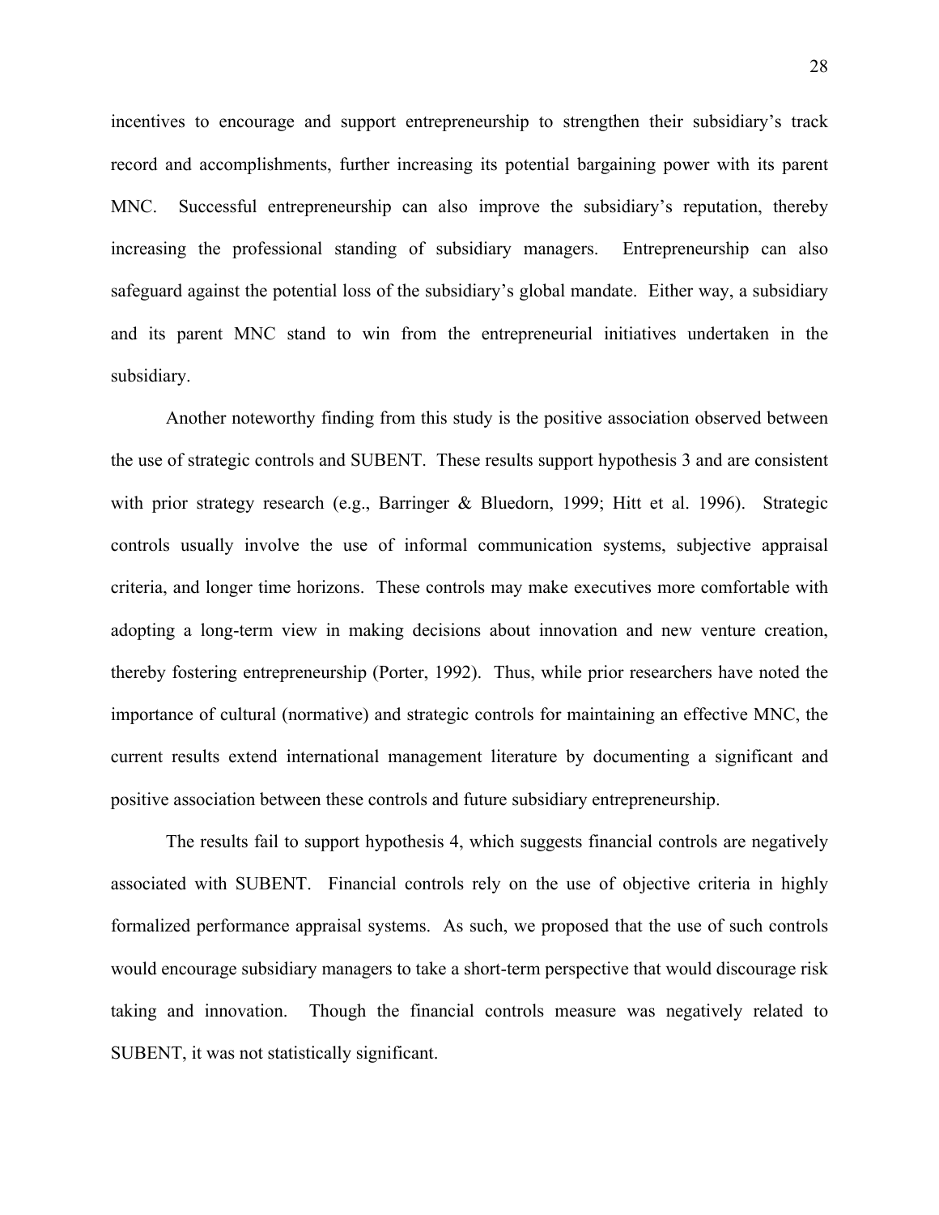incentives to encourage and support entrepreneurship to strengthen their subsidiary's track record and accomplishments, further increasing its potential bargaining power with its parent MNC. Successful entrepreneurship can also improve the subsidiary's reputation, thereby increasing the professional standing of subsidiary managers. Entrepreneurship can also safeguard against the potential loss of the subsidiary's global mandate. Either way, a subsidiary and its parent MNC stand to win from the entrepreneurial initiatives undertaken in the subsidiary.

Another noteworthy finding from this study is the positive association observed between the use of strategic controls and SUBENT. These results support hypothesis 3 and are consistent with prior strategy research (e.g., Barringer & Bluedorn, 1999; Hitt et al. 1996). Strategic controls usually involve the use of informal communication systems, subjective appraisal criteria, and longer time horizons. These controls may make executives more comfortable with adopting a long-term view in making decisions about innovation and new venture creation, thereby fostering entrepreneurship (Porter, 1992). Thus, while prior researchers have noted the importance of cultural (normative) and strategic controls for maintaining an effective MNC, the current results extend international management literature by documenting a significant and positive association between these controls and future subsidiary entrepreneurship.

The results fail to support hypothesis 4, which suggests financial controls are negatively associated with SUBENT. Financial controls rely on the use of objective criteria in highly formalized performance appraisal systems. As such, we proposed that the use of such controls would encourage subsidiary managers to take a short-term perspective that would discourage risk taking and innovation. Though the financial controls measure was negatively related to SUBENT, it was not statistically significant.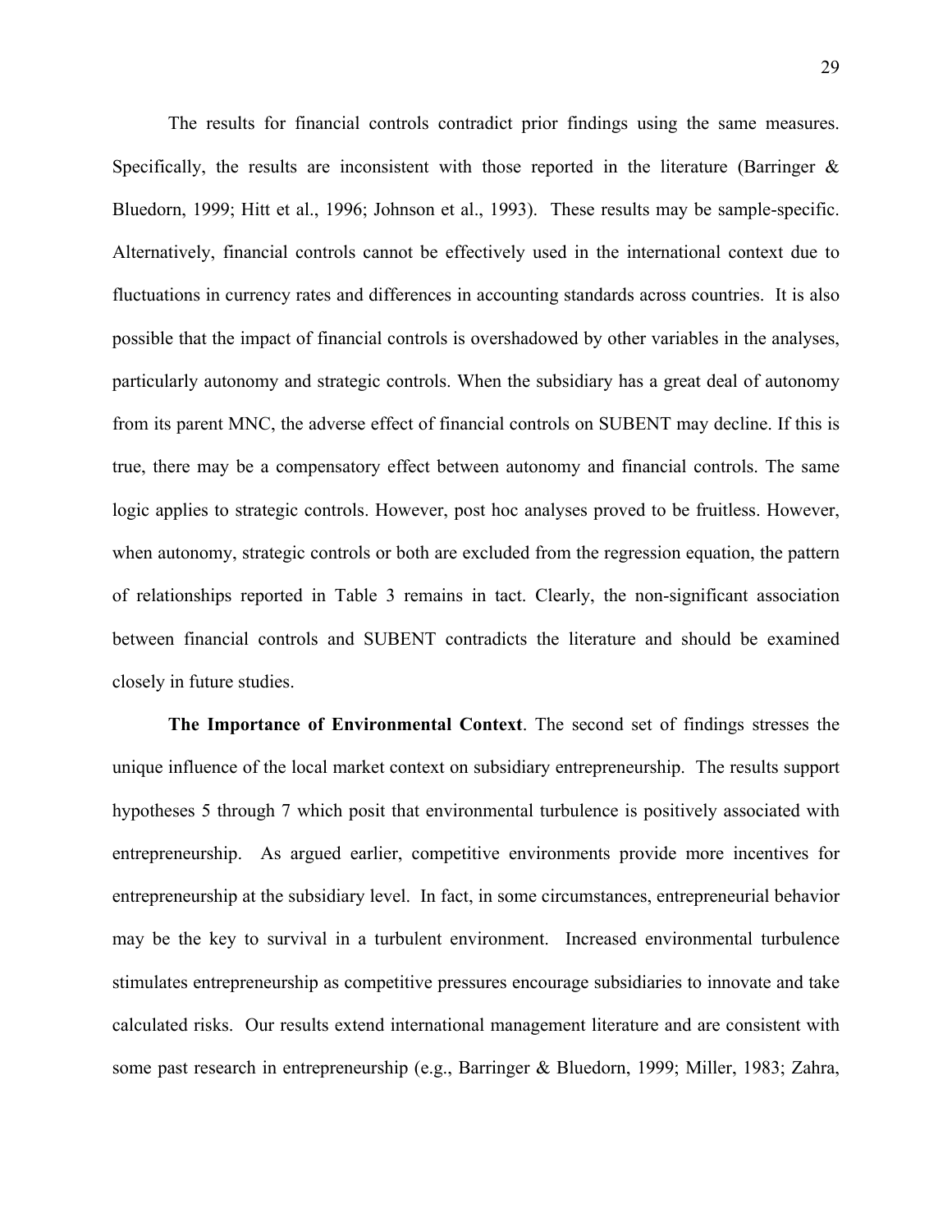The results for financial controls contradict prior findings using the same measures. Specifically, the results are inconsistent with those reported in the literature (Barringer & Bluedorn, 1999; Hitt et al., 1996; Johnson et al., 1993). These results may be sample-specific. Alternatively, financial controls cannot be effectively used in the international context due to fluctuations in currency rates and differences in accounting standards across countries. It is also possible that the impact of financial controls is overshadowed by other variables in the analyses, particularly autonomy and strategic controls. When the subsidiary has a great deal of autonomy from its parent MNC, the adverse effect of financial controls on SUBENT may decline. If this is true, there may be a compensatory effect between autonomy and financial controls. The same logic applies to strategic controls. However, post hoc analyses proved to be fruitless. However, when autonomy, strategic controls or both are excluded from the regression equation, the pattern of relationships reported in Table 3 remains in tact. Clearly, the non-significant association between financial controls and SUBENT contradicts the literature and should be examined closely in future studies.

**The Importance of Environmental Context**. The second set of findings stresses the unique influence of the local market context on subsidiary entrepreneurship. The results support hypotheses 5 through 7 which posit that environmental turbulence is positively associated with entrepreneurship. As argued earlier, competitive environments provide more incentives for entrepreneurship at the subsidiary level. In fact, in some circumstances, entrepreneurial behavior may be the key to survival in a turbulent environment. Increased environmental turbulence stimulates entrepreneurship as competitive pressures encourage subsidiaries to innovate and take calculated risks. Our results extend international management literature and are consistent with some past research in entrepreneurship (e.g., Barringer & Bluedorn, 1999; Miller, 1983; Zahra,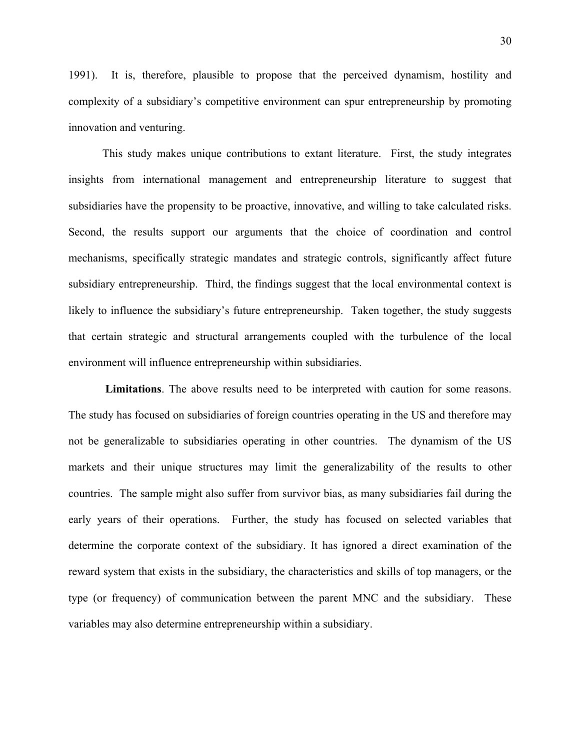1991). It is, therefore, plausible to propose that the perceived dynamism, hostility and complexity of a subsidiary's competitive environment can spur entrepreneurship by promoting innovation and venturing.

This study makes unique contributions to extant literature. First, the study integrates insights from international management and entrepreneurship literature to suggest that subsidiaries have the propensity to be proactive, innovative, and willing to take calculated risks. Second, the results support our arguments that the choice of coordination and control mechanisms, specifically strategic mandates and strategic controls, significantly affect future subsidiary entrepreneurship. Third, the findings suggest that the local environmental context is likely to influence the subsidiary's future entrepreneurship. Taken together, the study suggests that certain strategic and structural arrangements coupled with the turbulence of the local environment will influence entrepreneurship within subsidiaries.

**Limitations**. The above results need to be interpreted with caution for some reasons. The study has focused on subsidiaries of foreign countries operating in the US and therefore may not be generalizable to subsidiaries operating in other countries. The dynamism of the US markets and their unique structures may limit the generalizability of the results to other countries. The sample might also suffer from survivor bias, as many subsidiaries fail during the early years of their operations. Further, the study has focused on selected variables that determine the corporate context of the subsidiary. It has ignored a direct examination of the reward system that exists in the subsidiary, the characteristics and skills of top managers, or the type (or frequency) of communication between the parent MNC and the subsidiary. These variables may also determine entrepreneurship within a subsidiary.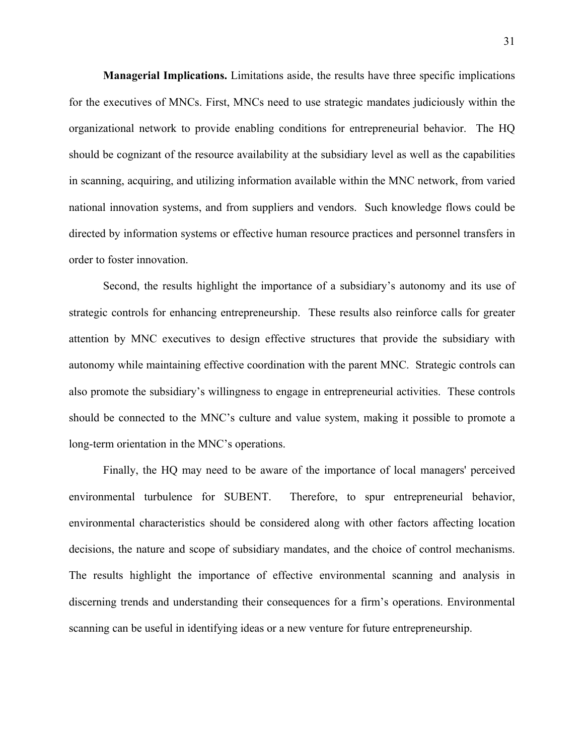**Managerial Implications.** Limitations aside, the results have three specific implications for the executives of MNCs. First, MNCs need to use strategic mandates judiciously within the organizational network to provide enabling conditions for entrepreneurial behavior. The HQ should be cognizant of the resource availability at the subsidiary level as well as the capabilities in scanning, acquiring, and utilizing information available within the MNC network, from varied national innovation systems, and from suppliers and vendors. Such knowledge flows could be directed by information systems or effective human resource practices and personnel transfers in order to foster innovation.

Second, the results highlight the importance of a subsidiary's autonomy and its use of strategic controls for enhancing entrepreneurship. These results also reinforce calls for greater attention by MNC executives to design effective structures that provide the subsidiary with autonomy while maintaining effective coordination with the parent MNC. Strategic controls can also promote the subsidiary's willingness to engage in entrepreneurial activities. These controls should be connected to the MNC's culture and value system, making it possible to promote a long-term orientation in the MNC's operations.

Finally, the HQ may need to be aware of the importance of local managers' perceived environmental turbulence for SUBENT. Therefore, to spur entrepreneurial behavior, environmental characteristics should be considered along with other factors affecting location decisions, the nature and scope of subsidiary mandates, and the choice of control mechanisms. The results highlight the importance of effective environmental scanning and analysis in discerning trends and understanding their consequences for a firm's operations. Environmental scanning can be useful in identifying ideas or a new venture for future entrepreneurship.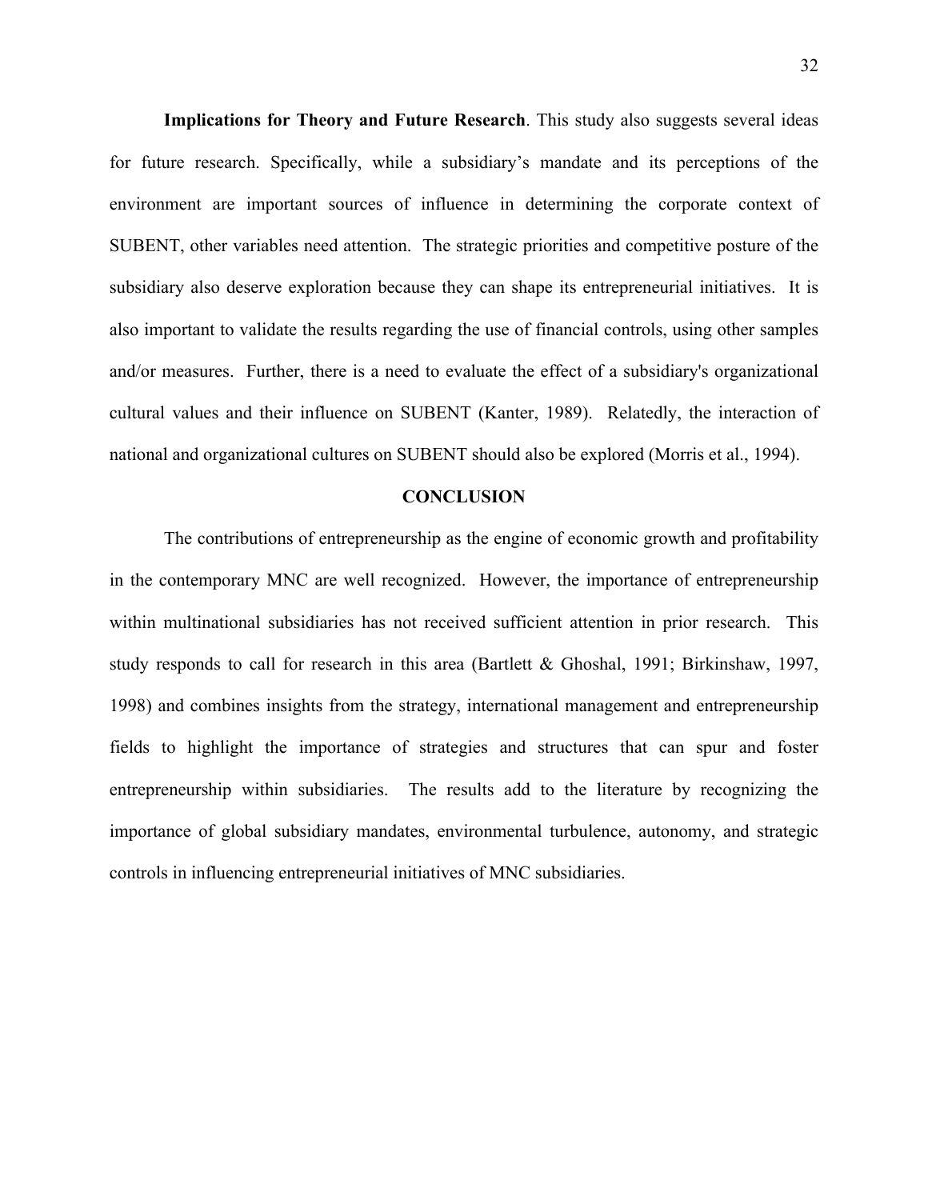**Implications for Theory and Future Research**. This study also suggests several ideas for future research. Specifically, while a subsidiary's mandate and its perceptions of the environment are important sources of influence in determining the corporate context of SUBENT, other variables need attention. The strategic priorities and competitive posture of the subsidiary also deserve exploration because they can shape its entrepreneurial initiatives. It is also important to validate the results regarding the use of financial controls, using other samples and/or measures. Further, there is a need to evaluate the effect of a subsidiary's organizational cultural values and their influence on SUBENT (Kanter, 1989). Relatedly, the interaction of national and organizational cultures on SUBENT should also be explored (Morris et al., 1994).

## CONCLUSION

The contributions of entrepreneurship as the engine of economic growth and profitability in the contemporary MNC are well recognized. However, the importance of entrepreneurship within multinational subsidiaries has not received sufficient attention in prior research. This study responds to call for research in this area (Bartlett & Ghoshal, 1991; Birkinshaw, 1997, 1998) and combines insights from the strategy, international management and entrepreneurship fields to highlight the importance of strategies and structures that can spur and foster entrepreneurship within subsidiaries. The results add to the literature by recognizing the importance of global subsidiary mandates, environmental turbulence, autonomy, and strategic controls in influencing entrepreneurial initiatives of MNC subsidiaries.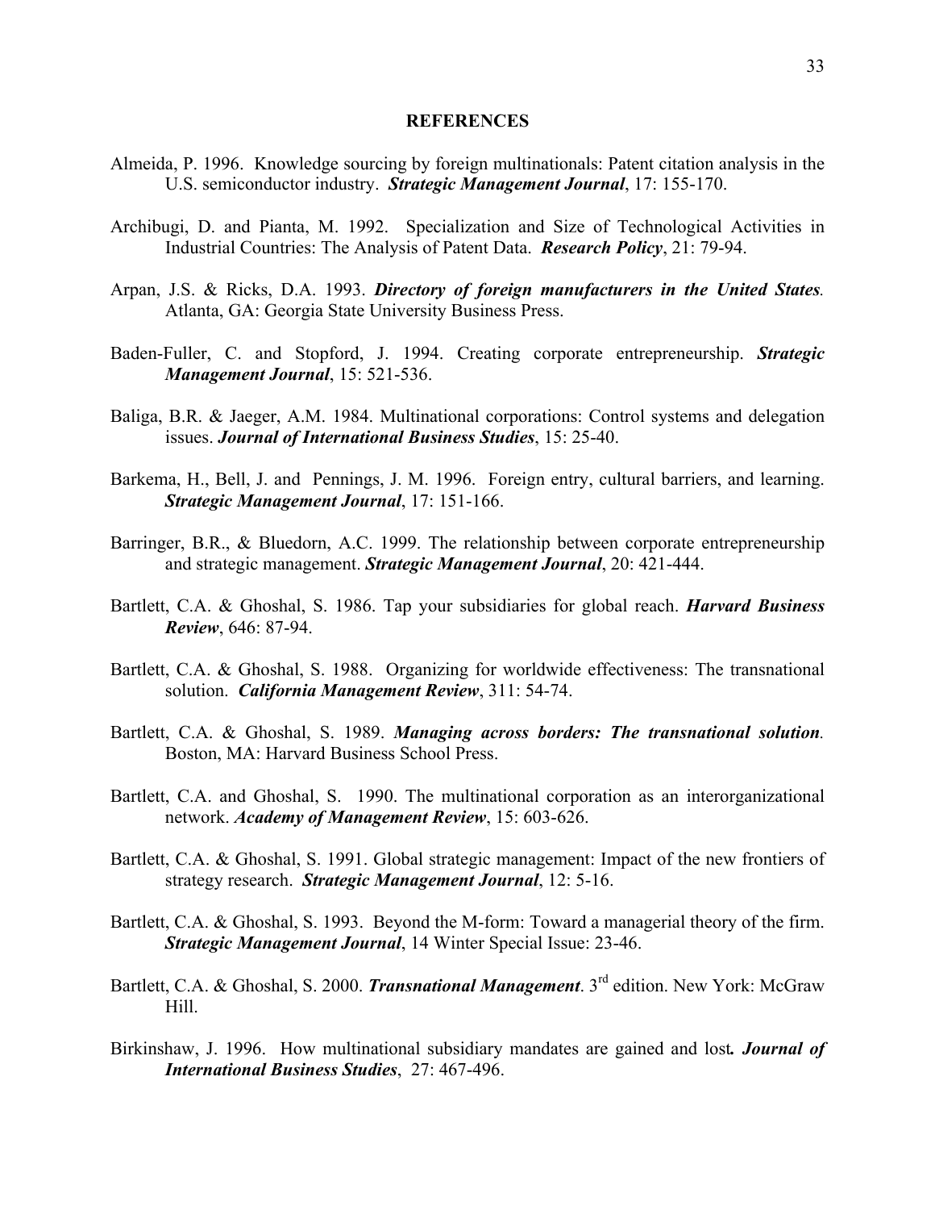## REFERENCES

Almeida, P. 1996. Knowledge sourcing by foreign multinationals: Patent citation analysis in the U.S. semiconductor industry. ***Strategic Management Journal***, 17: 155-170.

Archibugi, D. and Pianta, M. 1992. Specialization and Size of Technological Activities in Industrial Countries: The Analysis of Patent Data. ***Research Policy***, 21: 79-94.

Arpan, J.S. & Ricks, D.A. 1993. ***Directory of foreign manufacturers in the United States***. Atlanta, GA: Georgia State University Business Press.

Baden-Fuller, C. and Stopford, J. 1994. Creating corporate entrepreneurship. ***Strategic Management Journal***, 15: 521-536.

Baliga, B.R. & Jaeger, A.M. 1984. Multinational corporations: Control systems and delegation issues. ***Journal of International Business Studies***, 15: 25-40.

Barkema, H., Bell, J. and Pennings, J. M. 1996. Foreign entry, cultural barriers, and learning. ***Strategic Management Journal***, 17: 151-166.

Barringer, B.R., & Bluedorn, A.C. 1999. The relationship between corporate entrepreneurship and strategic management. ***Strategic Management Journal***, 20: 421-444.

Bartlett, C.A. & Ghoshal, S. 1986. Tap your subsidiaries for global reach. ***Harvard Business Review***, 646: 87-94.

Bartlett, C.A. & Ghoshal, S. 1988. Organizing for worldwide effectiveness: The transnational solution. ***California Management Review***, 311: 54-74.

Bartlett, C.A. & Ghoshal, S. 1989. ***Managing across borders: The transnational solution***. Boston, MA: Harvard Business School Press.

Bartlett, C.A. and Ghoshal, S. 1990. The multinational corporation as an interorganizational network. ***Academy of Management Review***, 15: 603-626.

Bartlett, C.A. & Ghoshal, S. 1991. Global strategic management: Impact of the new frontiers of strategy research. ***Strategic Management Journal***, 12: 5-16.

Bartlett, C.A. & Ghoshal, S. 1993. Beyond the M-form: Toward a managerial theory of the firm. ***Strategic Management Journal***, 14 Winter Special Issue: 23-46.

Bartlett, C.A. & Ghoshal, S. 2000. ***Transnational Management***. 3rd edition. New York: McGraw Hill.

Birkinshaw, J. 1996. How multinational subsidiary mandates are gained and lost. ***Journal of International Business Studies***, 27: 467-496.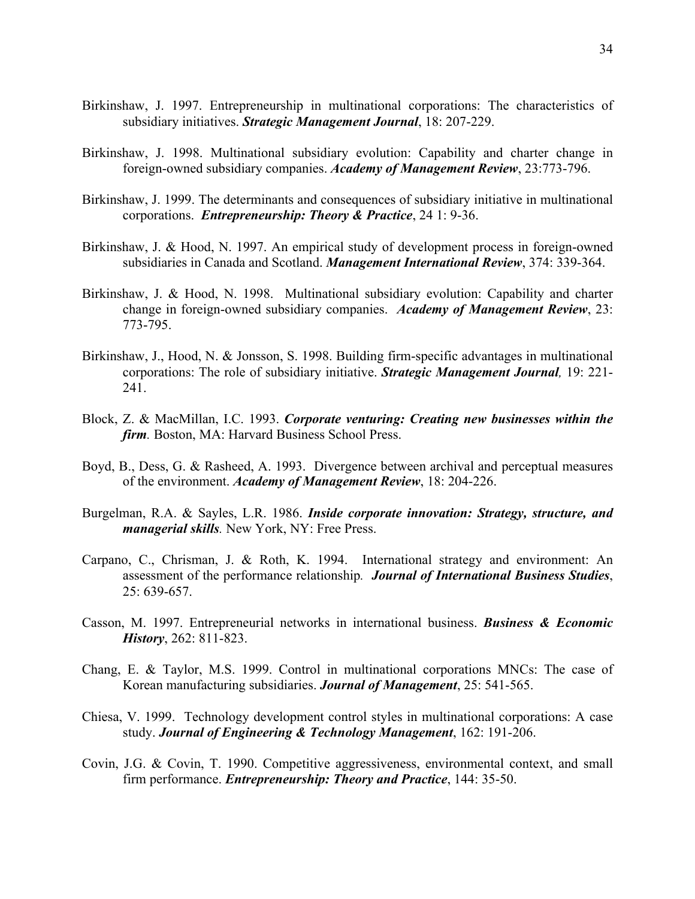Birkinshaw, J. 1997. Entrepreneurship in multinational corporations: The characteristics of subsidiary initiatives. ***Strategic Management Journal***, 18: 207-229.

Birkinshaw, J. 1998. Multinational subsidiary evolution: Capability and charter change in foreign-owned subsidiary companies. ***Academy of Management Review***, 23:773-796.

Birkinshaw, J. 1999. The determinants and consequences of subsidiary initiative in multinational corporations. ***Entrepreneurship: Theory & Practice***, 24 1: 9-36.

Birkinshaw, J. & Hood, N. 1997. An empirical study of development process in foreign-owned subsidiaries in Canada and Scotland. ***Management International Review***, 374: 339-364.

Birkinshaw, J. & Hood, N. 1998. Multinational subsidiary evolution: Capability and charter change in foreign-owned subsidiary companies. ***Academy of Management Review***, 23: 773-795.

Birkinshaw, J., Hood, N. & Jonsson, S. 1998. Building firm-specific advantages in multinational corporations: The role of subsidiary initiative. ***Strategic Management Journal***, 19: 221-241.

Block, Z. & MacMillan, I.C. 1993. ***Corporate venturing: Creating new businesses within the firm***. Boston, MA: Harvard Business School Press.

Boyd, B., Dess, G. & Rasheed, A. 1993. Divergence between archival and perceptual measures of the environment. ***Academy of Management Review***, 18: 204-226.

Burgelman, R.A. & Sayles, L.R. 1986. ***Inside corporate innovation: Strategy, structure, and managerial skills***. New York, NY: Free Press.

Carpano, C., Chrisman, J. & Roth, K. 1994. International strategy and environment: An assessment of the performance relationship. ***Journal of International Business Studies***, 25: 639-657.

Casson, M. 1997. Entrepreneurial networks in international business. ***Business & Economic History***, 262: 811-823.

Chang, E. & Taylor, M.S. 1999. Control in multinational corporations MNCs: The case of Korean manufacturing subsidiaries. ***Journal of Management***, 25: 541-565.

Chiesa, V. 1999. Technology development control styles in multinational corporations: A case study. ***Journal of Engineering & Technology Management***, 162: 191-206.

Covin, J.G. & Covin, T. 1990. Competitive aggressiveness, environmental context, and small firm performance. ***Entrepreneurship: Theory and Practice***, 144: 35-50.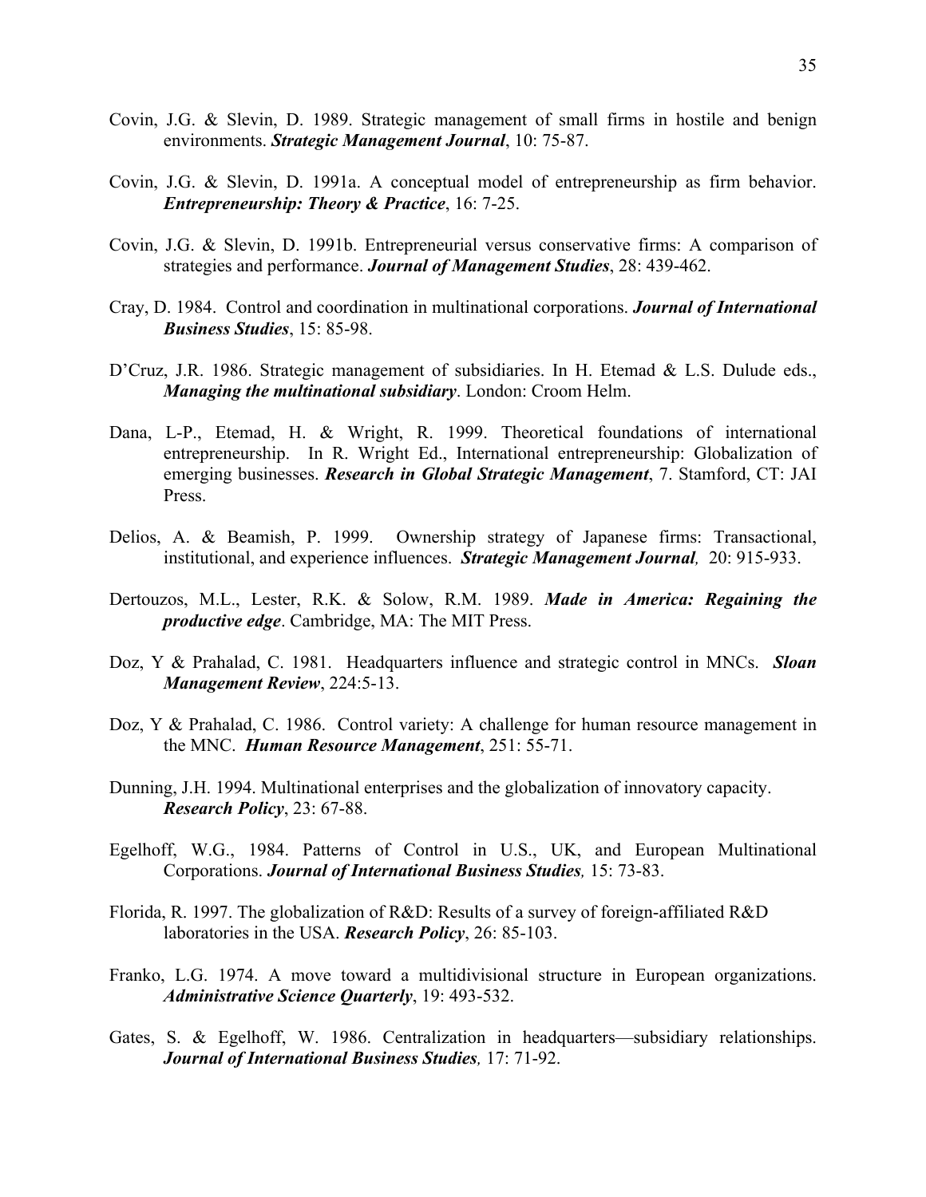Covin, J.G. & Slevin, D. 1989. Strategic management of small firms in hostile and benign environments. ***Strategic Management Journal***, 10: 75-87.

Covin, J.G. & Slevin, D. 1991a. A conceptual model of entrepreneurship as firm behavior. ***Entrepreneurship: Theory & Practice***, 16: 7-25.

Covin, J.G. & Slevin, D. 1991b. Entrepreneurial versus conservative firms: A comparison of strategies and performance. ***Journal of Management Studies***, 28: 439-462.

Cray, D. 1984. Control and coordination in multinational corporations. ***Journal of International Business Studies***, 15: 85-98.

D'Cruz, J.R. 1986. Strategic management of subsidiaries. In H. Etemad & L.S. Dulude eds., ***Managing the multinational subsidiary***. London: Croom Helm.

Dana, L-P., Etemad, H. & Wright, R. 1999. Theoretical foundations of international entrepreneurship. In R. Wright Ed., International entrepreneurship: Globalization of emerging businesses. ***Research in Global Strategic Management***, 7. Stamford, CT: JAI Press.

Delios, A. & Beamish, P. 1999. Ownership strategy of Japanese firms: Transactional, institutional, and experience influences. ***Strategic Management Journal,*** 20: 915-933.

Dertouzos, M.L., Lester, R.K. & Solow, R.M. 1989. ***Made in America: Regaining the productive edge***. Cambridge, MA: The MIT Press.

Doz, Y & Prahalad, C. 1981. Headquarters influence and strategic control in MNCs. ***Sloan Management Review***, 224:5-13.

Doz, Y & Prahalad, C. 1986. Control variety: A challenge for human resource management in the MNC. ***Human Resource Management***, 251: 55-71.

Dunning, J.H. 1994. Multinational enterprises and the globalization of innovatory capacity. ***Research Policy***, 23: 67-88.

Egelhoff, W.G., 1984. Patterns of Control in U.S., UK, and European Multinational Corporations. ***Journal of International Business Studies,*** 15: 73-83.

Florida, R. 1997. The globalization of R&D: Results of a survey of foreign-affiliated R&D laboratories in the USA. ***Research Policy***, 26: 85-103.

Franko, L.G. 1974. A move toward a multidivisional structure in European organizations. ***Administrative Science Quarterly***, 19: 493-532.

Gates, S. & Egelhoff, W. 1986. Centralization in headquarters—subsidiary relationships. ***Journal of International Business Studies,*** 17: 71-92.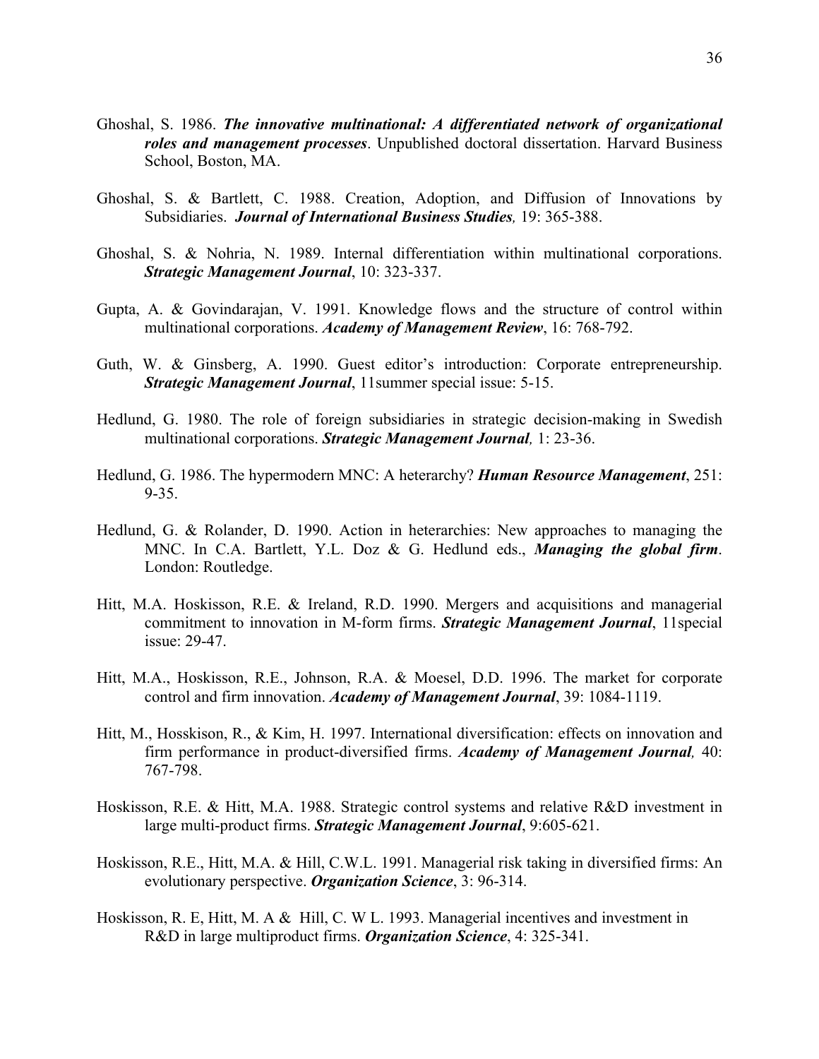Ghoshal, S. 1986. ***The innovative multinational: A differentiated network of organizational roles and management processes***. Unpublished doctoral dissertation. Harvard Business School, Boston, MA.

Ghoshal, S. & Bartlett, C. 1988. Creation, Adoption, and Diffusion of Innovations by Subsidiaries. ***Journal of International Business Studies****,* 19: 365-388.

Ghoshal, S. & Nohria, N. 1989. Internal differentiation within multinational corporations. ***Strategic Management Journal***, 10: 323-337.

Gupta, A. & Govindarajan, V. 1991. Knowledge flows and the structure of control within multinational corporations. ***Academy of Management Review***, 16: 768-792.

Guth, W. & Ginsberg, A. 1990. Guest editor's introduction: Corporate entrepreneurship. ***Strategic Management Journal***, 11summer special issue: 5-15.

Hedlund, G. 1980. The role of foreign subsidiaries in strategic decision-making in Swedish multinational corporations. ***Strategic Management Journal****,* 1: 23-36.

Hedlund, G. 1986. The hypermodern MNC: A heterarchy? ***Human Resource Management***, 251: 9-35.

Hedlund, G. & Rolander, D. 1990. Action in heterarchies: New approaches to managing the MNC. In C.A. Bartlett, Y.L. Doz & G. Hedlund eds., ***Managing the global firm***. London: Routledge.

Hitt, M.A. Hoskisson, R.E. & Ireland, R.D. 1990. Mergers and acquisitions and managerial commitment to innovation in M-form firms. ***Strategic Management Journal***, 11special issue: 29-47.

Hitt, M.A., Hoskisson, R.E., Johnson, R.A. & Moesel, D.D. 1996. The market for corporate control and firm innovation. ***Academy of Management Journal***, 39: 1084-1119.

Hitt, M., Hosskison, R., & Kim, H. 1997. International diversification: effects on innovation and firm performance in product-diversified firms. ***Academy of Management Journal****,* 40: 767-798.

Hoskisson, R.E. & Hitt, M.A. 1988. Strategic control systems and relative R&D investment in large multi-product firms. ***Strategic Management Journal***, 9:605-621.

Hoskisson, R.E., Hitt, M.A. & Hill, C.W.L. 1991. Managerial risk taking in diversified firms: An evolutionary perspective. ***Organization Science***, 3: 96-314.

Hoskisson, R. E, Hitt, M. A & Hill, C. W L. 1993. Managerial incentives and investment in R&D in large multiproduct firms. ***Organization Science***, 4: 325-341.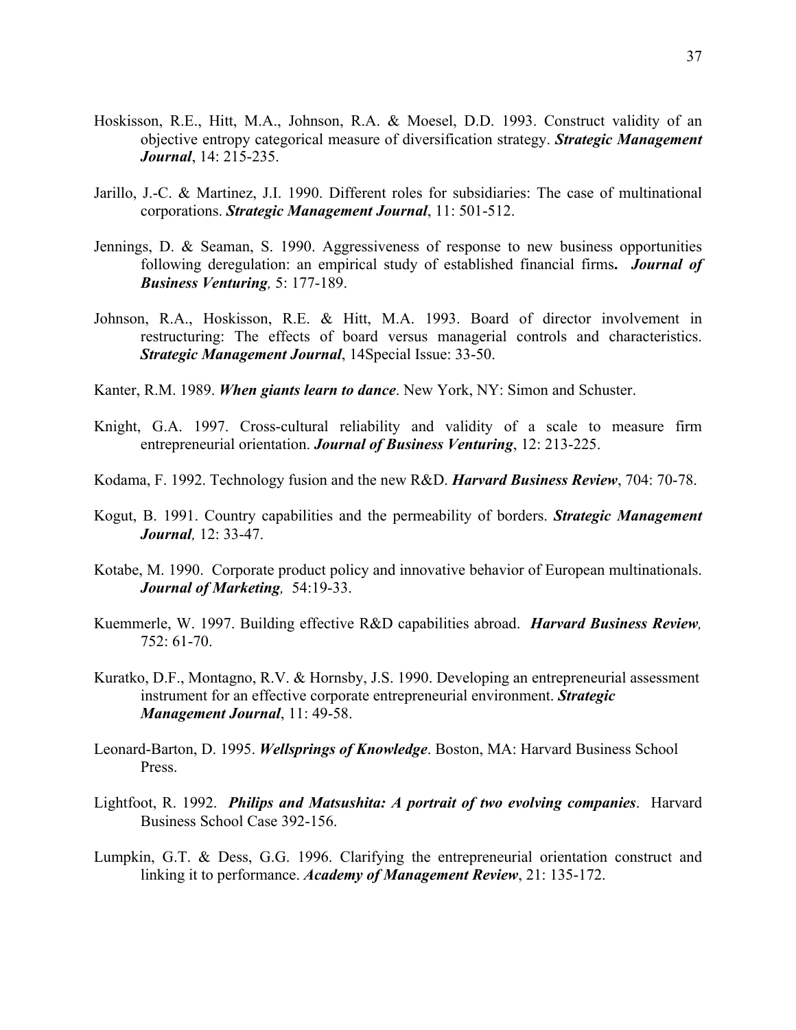Hoskisson, R.E., Hitt, M.A., Johnson, R.A. & Moesel, D.D. 1993. Construct validity of an objective entropy categorical measure of diversification strategy. ***Strategic Management Journal***, 14: 215-235.

Jarillo, J.-C. & Martinez, J.I. 1990. Different roles for subsidiaries: The case of multinational corporations. ***Strategic Management Journal***, 11: 501-512.

Jennings, D. & Seaman, S. 1990. Aggressiveness of response to new business opportunities following deregulation: an empirical study of established financial firms**.** ***Journal of Business Venturing,*** 5: 177-189.

Johnson, R.A., Hoskisson, R.E. & Hitt, M.A. 1993. Board of director involvement in restructuring: The effects of board versus managerial controls and characteristics. ***Strategic Management Journal***, 14Special Issue: 33-50.

Kanter, R.M. 1989. ***When giants learn to dance***. New York, NY: Simon and Schuster.

Knight, G.A. 1997. Cross-cultural reliability and validity of a scale to measure firm entrepreneurial orientation. ***Journal of Business Venturing***, 12: 213-225.

Kodama, F. 1992. Technology fusion and the new R&D. ***Harvard Business Review***, 704: 70-78.

Kogut, B. 1991. Country capabilities and the permeability of borders. ***Strategic Management Journal,*** 12: 33-47.

Kotabe, M. 1990. Corporate product policy and innovative behavior of European multinationals. ***Journal of Marketing,*** 54:19-33.

Kuemmerle, W. 1997. Building effective R&D capabilities abroad. ***Harvard Business Review,*** 752: 61-70.

Kuratko, D.F., Montagno, R.V. & Hornsby, J.S. 1990. Developing an entrepreneurial assessment instrument for an effective corporate entrepreneurial environment. ***Strategic Management Journal***, 11: 49-58.

Leonard-Barton, D. 1995. ***Wellsprings of Knowledge***. Boston, MA: Harvard Business School Press.

Lightfoot, R. 1992. ***Philips and Matsushita: A portrait of two evolving companies***. Harvard Business School Case 392-156.

Lumpkin, G.T. & Dess, G.G. 1996. Clarifying the entrepreneurial orientation construct and linking it to performance. ***Academy of Management Review***, 21: 135-172.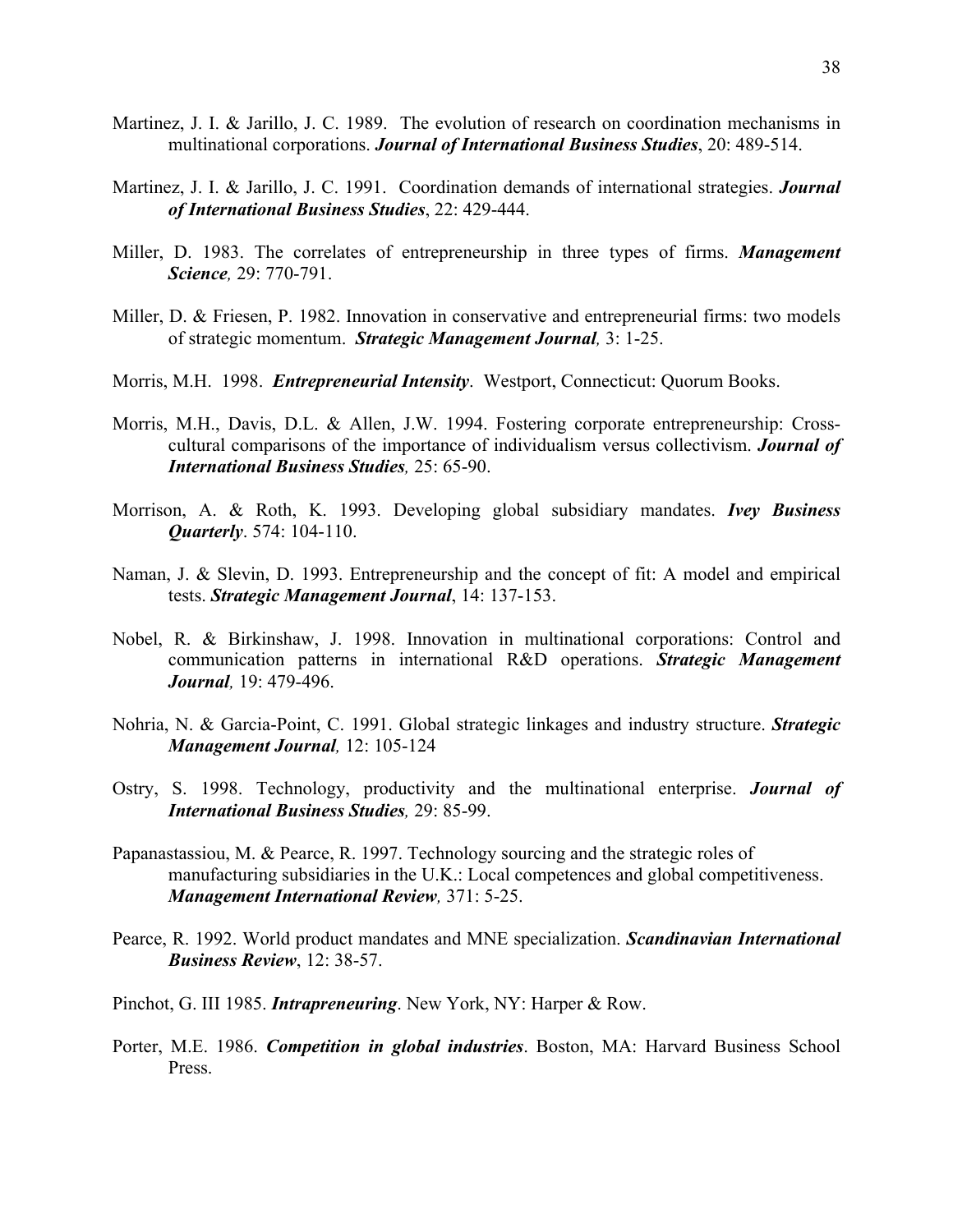Martinez, J. I. & Jarillo, J. C. 1989. The evolution of research on coordination mechanisms in multinational corporations. ***Journal of International Business Studies***, 20: 489-514.

Martinez, J. I. & Jarillo, J. C. 1991. Coordination demands of international strategies. ***Journal of International Business Studies***, 22: 429-444.

Miller, D. 1983. The correlates of entrepreneurship in three types of firms. ***Management Science,*** 29: 770-791.

Miller, D. & Friesen, P. 1982. Innovation in conservative and entrepreneurial firms: two models of strategic momentum. ***Strategic Management Journal,*** 3: 1-25.

Morris, M.H. 1998. ***Entrepreneurial Intensity***. Westport, Connecticut: Quorum Books.

Morris, M.H., Davis, D.L. & Allen, J.W. 1994. Fostering corporate entrepreneurship: Cross-cultural comparisons of the importance of individualism versus collectivism. ***Journal of International Business Studies,*** 25: 65-90.

Morrison, A. & Roth, K. 1993. Developing global subsidiary mandates. ***Ivey Business Quarterly***. 574: 104-110.

Naman, J. & Slevin, D. 1993. Entrepreneurship and the concept of fit: A model and empirical tests. ***Strategic Management Journal***, 14: 137-153.

Nobel, R. & Birkinshaw, J. 1998. Innovation in multinational corporations: Control and communication patterns in international R&D operations. ***Strategic Management Journal,*** 19: 479-496.

Nohria, N. & Garcia-Point, C. 1991. Global strategic linkages and industry structure. ***Strategic Management Journal,*** 12: 105-124

Ostry, S. 1998. Technology, productivity and the multinational enterprise. ***Journal of International Business Studies,*** 29: 85-99.

Papanastassiou, M. & Pearce, R. 1997. Technology sourcing and the strategic roles of manufacturing subsidiaries in the U.K.: Local competences and global competitiveness. ***Management International Review,*** 371: 5-25.

Pearce, R. 1992. World product mandates and MNE specialization. ***Scandinavian International Business Review***, 12: 38-57.

Pinchot, G. III 1985. ***Intrapreneuring***. New York, NY: Harper & Row.

Porter, M.E. 1986. ***Competition in global industries***. Boston, MA: Harvard Business School Press.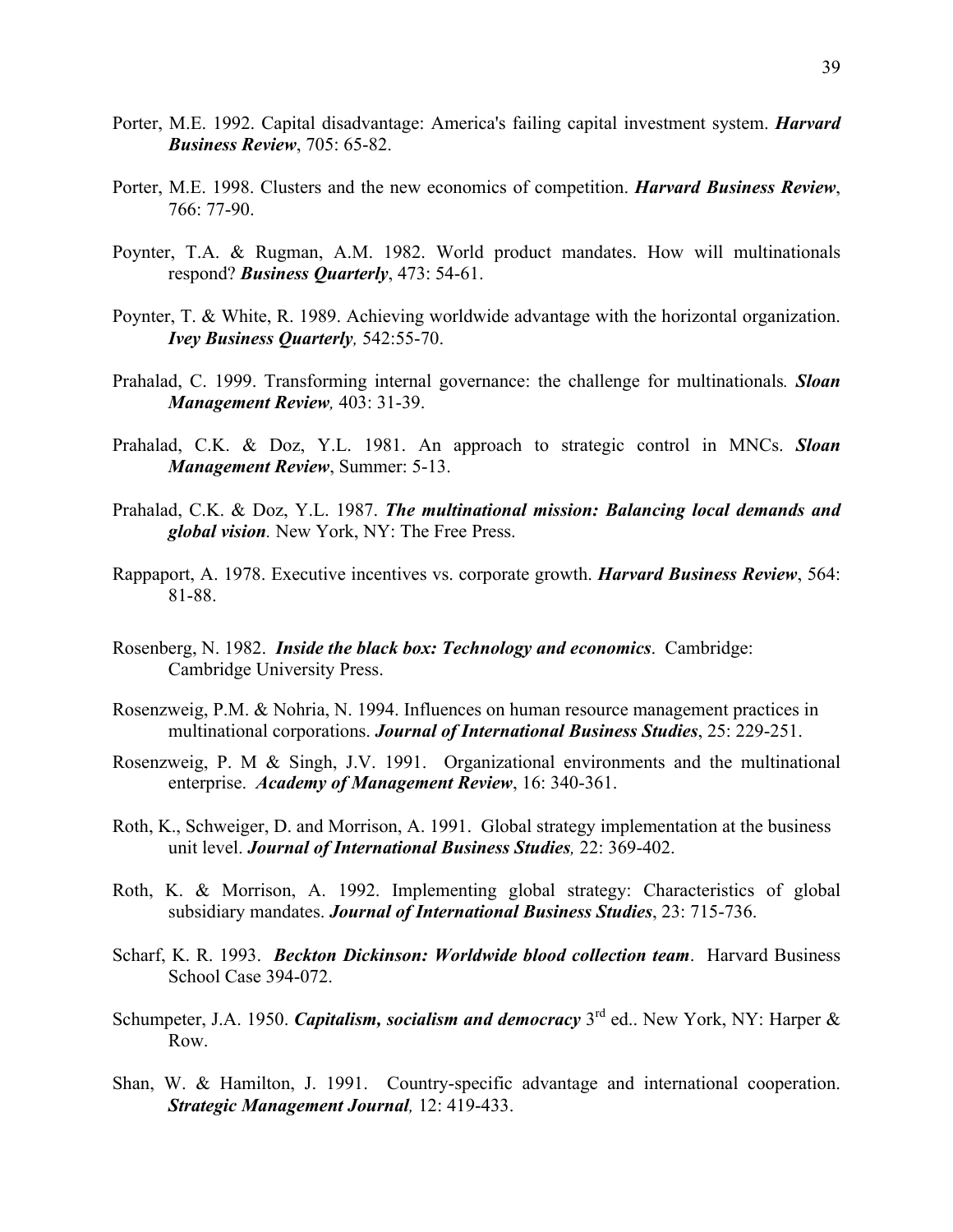Porter, M.E. 1992. Capital disadvantage: America's failing capital investment system. ***Harvard Business Review***, 705: 65-82.

Porter, M.E. 1998. Clusters and the new economics of competition. ***Harvard Business Review***, 766: 77-90.

Poynter, T.A. & Rugman, A.M. 1982. World product mandates. How will multinationals respond? ***Business Quarterly***, 473: 54-61.

Poynter, T. & White, R. 1989. Achieving worldwide advantage with the horizontal organization. ***Ivey Business Quarterly**,* 542:55-70.

Prahalad, C. 1999. Transforming internal governance: the challenge for multinationals*.* ***Sloan Management Review**,* 403: 31-39.

Prahalad, C.K. & Doz, Y.L. 1981. An approach to strategic control in MNCs. ***Sloan Management Review***, Summer: 5-13.

Prahalad, C.K. & Doz, Y.L. 1987. ***The multinational mission: Balancing local demands and global vision***. New York, NY: The Free Press.

Rappaport, A. 1978. Executive incentives vs. corporate growth. ***Harvard Business Review***, 564: 81-88.

Rosenberg, N. 1982. ***Inside the black box: Technology and economics***. Cambridge: Cambridge University Press.

Rosenzweig, P.M. & Nohria, N. 1994. Influences on human resource management practices in multinational corporations. ***Journal of International Business Studies***, 25: 229-251.

Rosenzweig, P. M & Singh, J.V. 1991. Organizational environments and the multinational enterprise. ***Academy of Management Review***, 16: 340-361.

Roth, K., Schweiger, D. and Morrison, A. 1991. Global strategy implementation at the business unit level. ***Journal of International Business Studies**,* 22: 369-402.

Roth, K. & Morrison, A. 1992. Implementing global strategy: Characteristics of global subsidiary mandates. ***Journal of International Business Studies***, 23: 715-736.

Scharf, K. R. 1993. ***Beckton Dickinson: Worldwide blood collection team***. Harvard Business School Case 394-072.

Schumpeter, J.A. 1950. ***Capitalism, socialism and democracy*** 3rd ed.. New York, NY: Harper & Row.

Shan, W. & Hamilton, J. 1991. Country-specific advantage and international cooperation. ***Strategic Management Journal**,* 12: 419-433.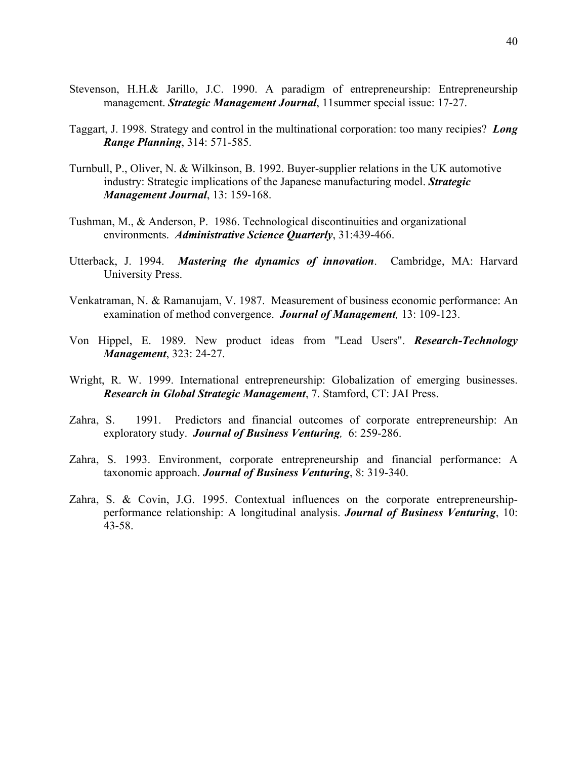Stevenson, H.H.& Jarillo, J.C. 1990. A paradigm of entrepreneurship: Entrepreneurship management. ***Strategic Management Journal***, 11summer special issue: 17-27.

Taggart, J. 1998. Strategy and control in the multinational corporation: too many recipies? ***Long Range Planning***, 314: 571-585.

Turnbull, P., Oliver, N. & Wilkinson, B. 1992. Buyer-supplier relations in the UK automotive industry: Strategic implications of the Japanese manufacturing model. ***Strategic Management Journal***, 13: 159-168.

Tushman, M., & Anderson, P. 1986. Technological discontinuities and organizational environments. ***Administrative Science Quarterly***, 31:439-466.

Utterback, J. 1994. ***Mastering the dynamics of innovation***. Cambridge, MA: Harvard University Press.

Venkatraman, N. & Ramanujam, V. 1987. Measurement of business economic performance: An examination of method convergence. ***Journal of Management,*** 13: 109-123.

Von Hippel, E. 1989. New product ideas from "Lead Users". ***Research-Technology Management***, 323: 24-27.

Wright, R. W. 1999. International entrepreneurship: Globalization of emerging businesses. ***Research in Global Strategic Management***, 7. Stamford, CT: JAI Press.

Zahra, S. 1991. Predictors and financial outcomes of corporate entrepreneurship: An exploratory study. ***Journal of Business Venturing,*** 6: 259-286.

Zahra, S. 1993. Environment, corporate entrepreneurship and financial performance: A taxonomic approach. ***Journal of Business Venturing***, 8: 319-340.

Zahra, S. & Covin, J.G. 1995. Contextual influences on the corporate entrepreneurship-performance relationship: A longitudinal analysis. ***Journal of Business Venturing***, 10: 43-58.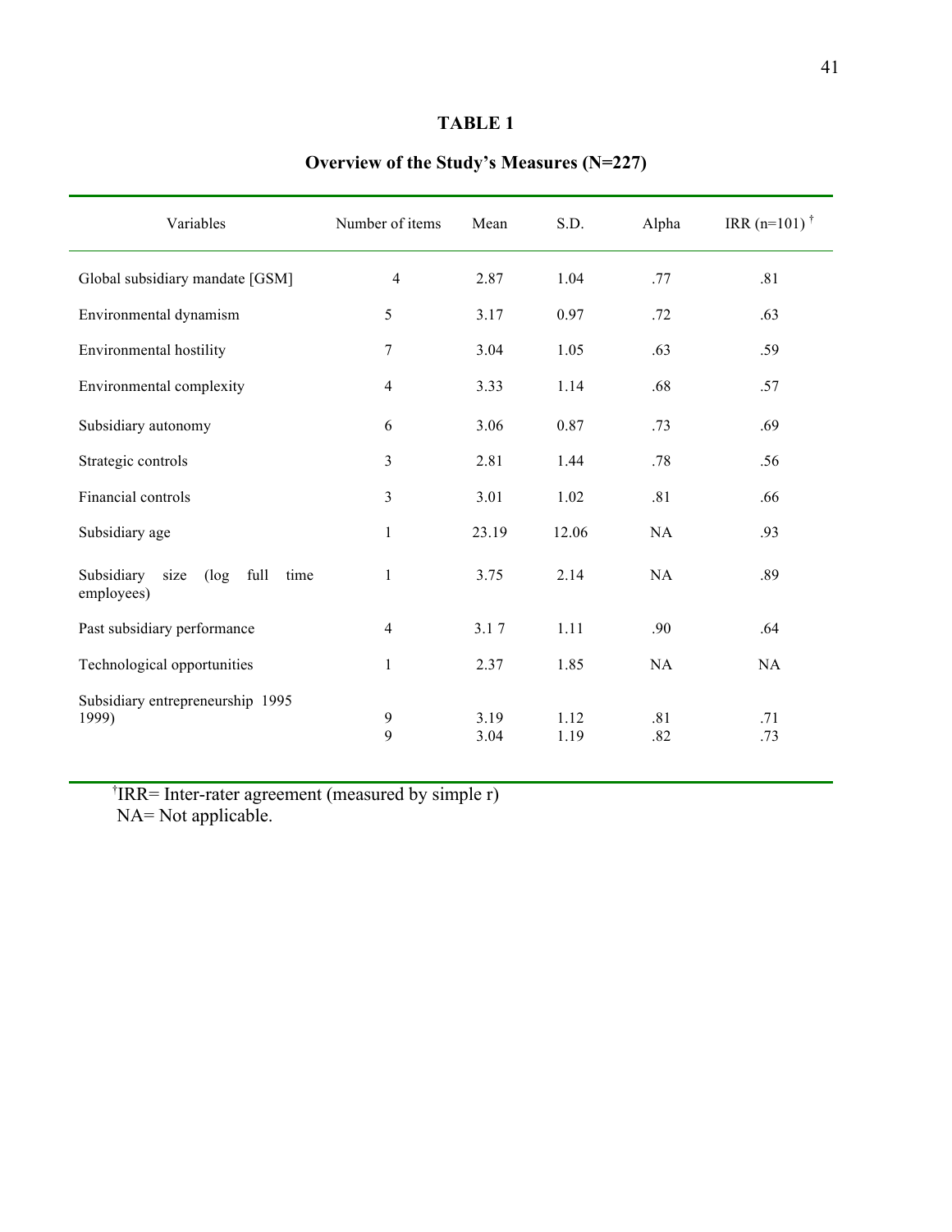**TABLE 1**

**Overview of the Study's Measures (N=227)**

| Variables | Number of items | Mean | S.D. | Alpha | IRR (n=101) † |
|---|---|---|---|---|---|
| Global subsidiary mandate [GSM] | 4 | 2.87 | 1.04 | .77 | .81 |
| Environmental dynamism | 5 | 3.17 | 0.97 | .72 | .63 |
| Environmental hostility | 7 | 3.04 | 1.05 | .63 | .59 |
| Environmental complexity | 4 | 3.33 | 1.14 | .68 | .57 |
| Subsidiary autonomy | 6 | 3.06 | 0.87 | .73 | .69 |
| Strategic controls | 3 | 2.81 | 1.44 | .78 | .56 |
| Financial controls | 3 | 3.01 | 1.02 | .81 | .66 |
| Subsidiary age | 1 | 23.19 | 12.06 | NA | .93 |
| Subsidiary size (log full time employees) | 1 | 3.75 | 2.14 | NA | .89 |
| Past subsidiary performance | 4 | 3.1 7 | 1.11 | .90 | .64 |
| Technological opportunities | 1 | 2.37 | 1.85 | NA | NA |
| Subsidiary entrepreneurship 1995 1999) | 9<br>9 | 3.19<br>3.04 | 1.12<br>1.19 | .81<br>.82 | .71<br>.73 |

†IRR= Inter-rater agreement (measured by simple r)
NA= Not applicable.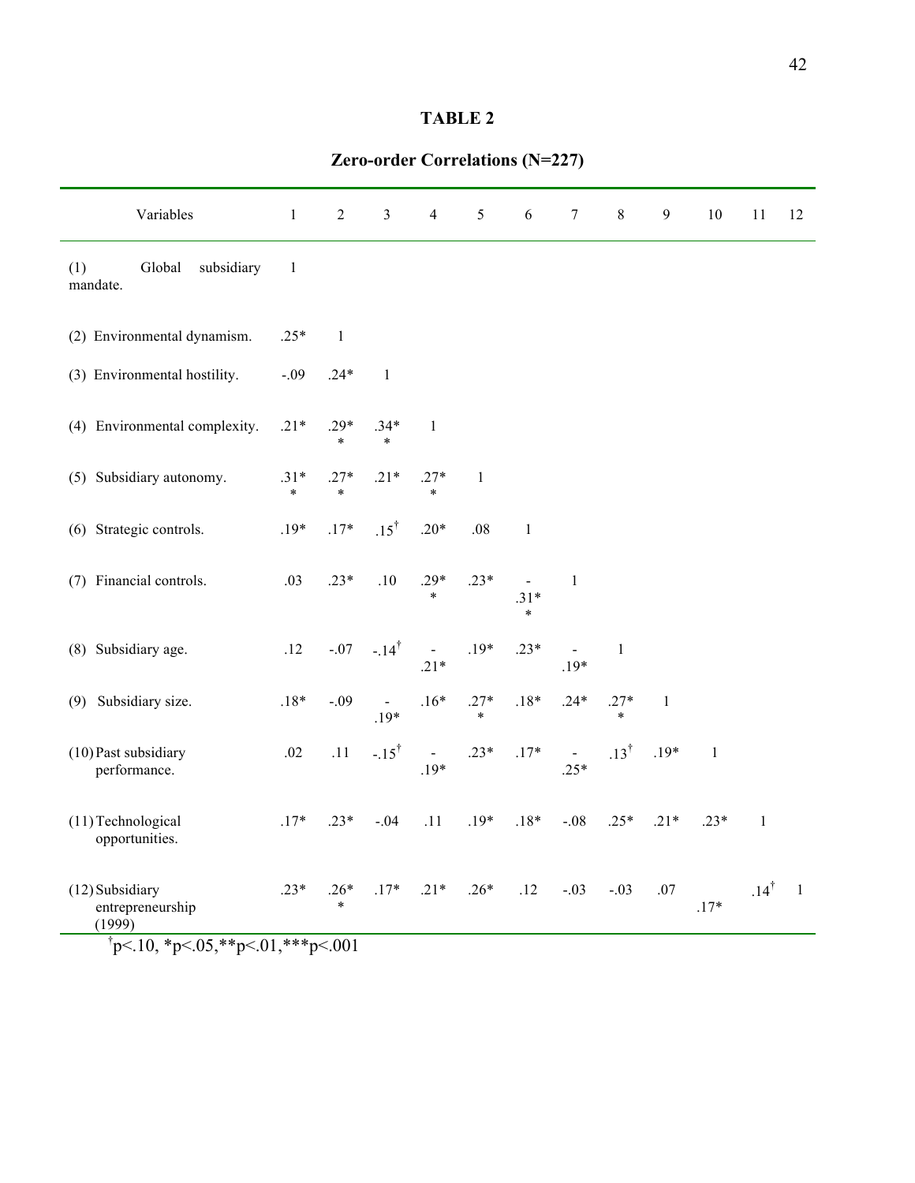**TABLE 2**

**Zero-order Correlations (N=227)**

| Variables | 1 | 2 | 3 | 4 | 5 | 6 | 7 | 8 | 9 | 10 | 11 | 12 |
|---|---|---|---|---|---|---|---|---|---|---|---|---|
| (1) Global subsidiary mandate. | 1 | | | | | | | | | | | |
| (2) Environmental dynamism. | .25* | 1 | | | | | | | | | | |
| (3) Environmental hostility. | -.09 | .24* | 1 | | | | | | | | | |
| (4) Environmental complexity. | .21* | .29** | .34** | 1 | | | | | | | | |
| (5) Subsidiary autonomy. | .31** | .27** | .21* | .27** | 1 | | | | | | | |
| (6) Strategic controls. | .19* | .17* | .15† | .20* | .08 | 1 | | | | | | |
| (7) Financial controls. | .03 | .23* | .10 | .29** | .23* | -.31** | 1 | | | | | |
| (8) Subsidiary age. | .12 | -.07 | -.14† | -.21* | .19* | .23* | -.19* | 1 | | | | |
| (9) Subsidiary size. | .18* | -.09 | -.19* | .16* | .27** | .18* | .24* | .27** | 1 | | | |
| (10) Past subsidiary performance. | .02 | .11 | -.15† | -.19* | .23* | .17* | -.25* | .13† | .19* | 1 | | |
| (11) Technological opportunities. | .17* | .23* | -.04 | .11 | .19* | .18* | -.08 | .25* | .21* | .23* | 1 | |
| (12) Subsidiary entrepreneurship (1999) | .23* | .26** | .17* | .21* | .26* | .12 | -.03 | -.03 | .07 | .17* | .14† | 1 |

†p<.10, *p<.05, **p<.01, ***p<.001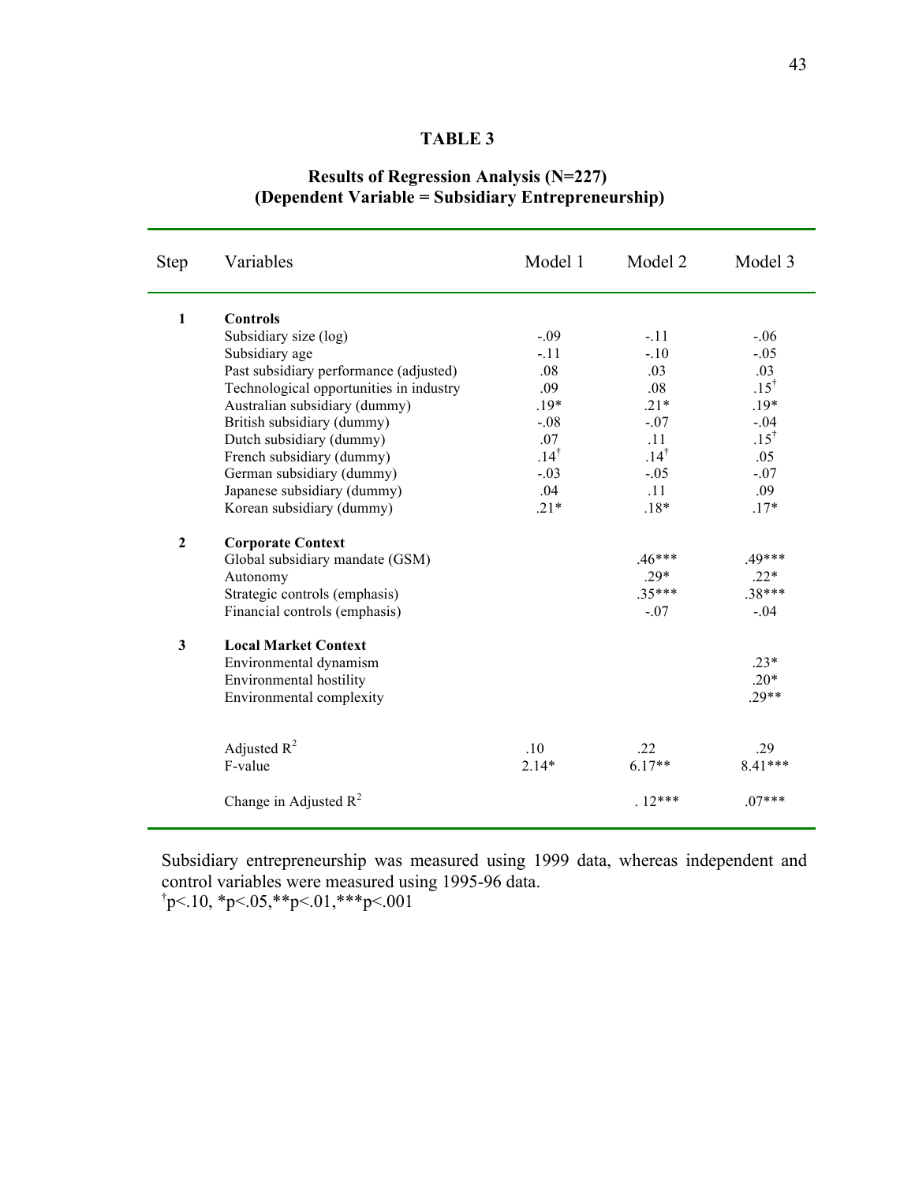**TABLE 3**

**Results of Regression Analysis (N=227)**
**(Dependent Variable = Subsidiary Entrepreneurship)**

| Step | Variables | Model 1 | Model 2 | Model 3 |
|---|---|---|---|---|
| **1** | **Controls** | | | |
| | Subsidiary size (log) | -.09 | -.11 | -.06 |
| | Subsidiary age | -.11 | -.10 | -.05 |
| | Past subsidiary performance (adjusted) | .08 | .03 | .03 |
| | Technological opportunities in industry | .09 | .08 | .15$^{\dagger}$ |
| | Australian subsidiary (dummy) | .19* | .21* | .19* |
| | British subsidiary (dummy) | -.08 | -.07 | -.04 |
| | Dutch subsidiary (dummy) | .07 | .11 | .15$^{\dagger}$ |
| | French subsidiary (dummy) | .14$^{\dagger}$ | .14$^{\dagger}$ | .05 |
| | German subsidiary (dummy) | -.03 | -.05 | -.07 |
| | Japanese subsidiary (dummy) | .04 | .11 | .09 |
| | Korean subsidiary (dummy) | .21* | .18* | .17* |
| **2** | **Corporate Context** | | | |
| | Global subsidiary mandate (GSM) | | .46*** | .49*** |
| | Autonomy | | .29* | .22* |
| | Strategic controls (emphasis) | | .35*** | .38*** |
| | Financial controls (emphasis) | | -.07 | -.04 |
| **3** | **Local Market Context** | | | |
| | Environmental dynamism | | | .23* |
| | Environmental hostility | | | .20* |
| | Environmental complexity | | | .29** |
| | Adjusted $R^2$ | .10 | .22 | .29 |
| | F-value | 2.14* | 6.17** | 8.41*** |
| | Change in Adjusted $R^2$ | | .12*** | .07*** |

Subsidiary entrepreneurship was measured using 1999 data, whereas independent and control variables were measured using 1995-96 data.
$^{\dagger}p<.10$, $*p<.05$, $**p<.01$, $***p<.001$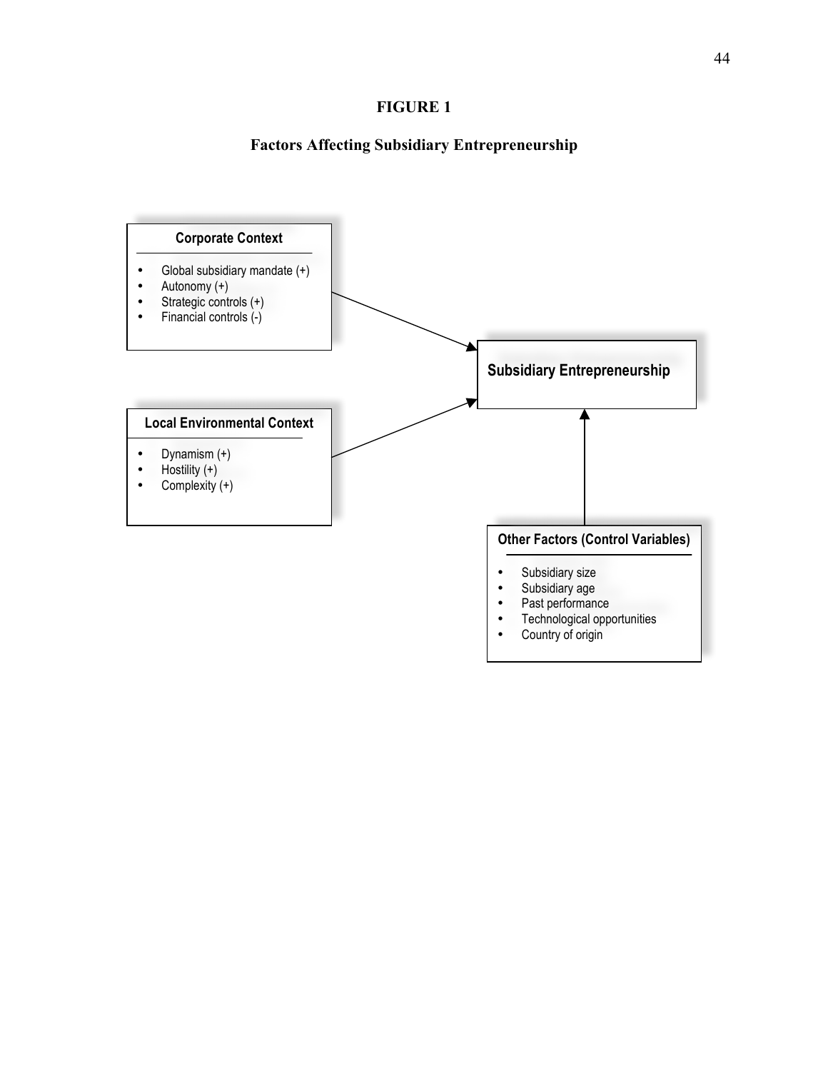**FIGURE 1**

**Factors Affecting Subsidiary Entrepreneurship**

**Corporate Context**

- Global subsidiary mandate (+)
- Autonomy (+)
- Strategic controls (+)
- Financial controls (-)

**Local Environmental Context**

- Dynamism (+)
- Hostility (+)
- Complexity (+)

**Subsidiary Entrepreneurship**

**Other Factors (Control Variables)**

- Subsidiary size
- Subsidiary age
- Past performance
- Technological opportunities
- Country of origin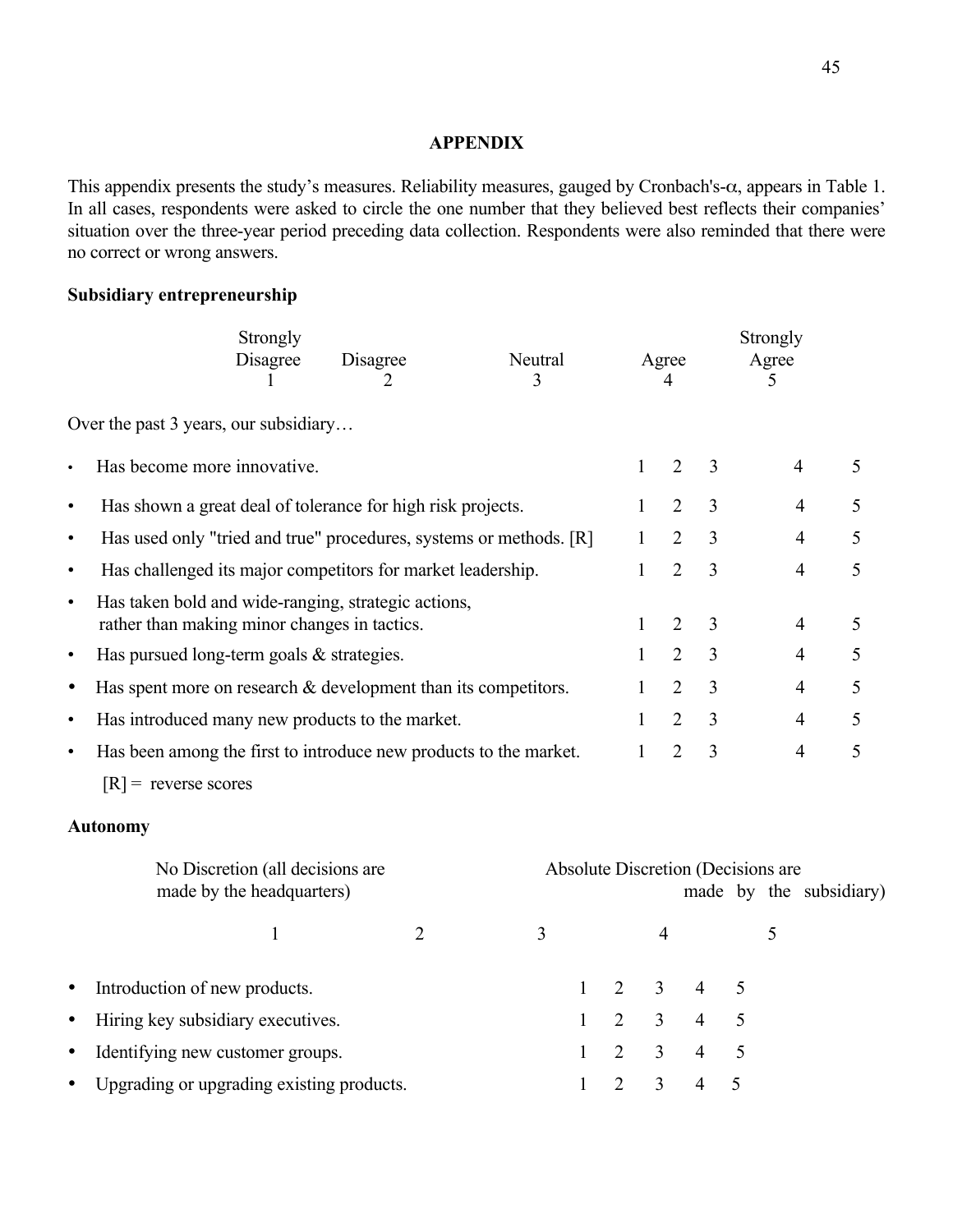## APPENDIX

This appendix presents the study's measures. Reliability measures, gauged by Cronbach's-$\alpha$, appears in Table 1. In all cases, respondents were asked to circle the one number that they believed best reflects their companies' situation over the three-year period preceding data collection. Respondents were also reminded that there were no correct or wrong answers.

### Subsidiary entrepreneurship

| Strongly Disagree | Disagree | Neutral | Agree | Strongly Agree |
|---|---|---|---|---|
| 1 | 2 | 3 | 4 | 5 |

Over the past 3 years, our subsidiary…

| Item | | | | | |
|---|---|---|---|---|---|
| • Has become more innovative. | 1 | 2 | 3 | 4 | 5 |
| • Has shown a great deal of tolerance for high risk projects. | 1 | 2 | 3 | 4 | 5 |
| • Has used only "tried and true" procedures, systems or methods. [R] | 1 | 2 | 3 | 4 | 5 |
| • Has challenged its major competitors for market leadership. | 1 | 2 | 3 | 4 | 5 |
| • Has taken bold and wide-ranging, strategic actions, rather than making minor changes in tactics. | 1 | 2 | 3 | 4 | 5 |
| • Has pursued long-term goals & strategies. | 1 | 2 | 3 | 4 | 5 |
| • Has spent more on research & development than its competitors. | 1 | 2 | 3 | 4 | 5 |
| • Has introduced many new products to the market. | 1 | 2 | 3 | 4 | 5 |
| • Has been among the first to introduce new products to the market. | 1 | 2 | 3 | 4 | 5 |

[R] = reverse scores

### Autonomy

| No Discretion (all decisions are made by the headquarters) | | | | Absolute Discretion (Decisions are made by the subsidiary) |
|---|---|---|---|---|
| 1 | 2 | 3 | 4 | 5 |

| Item | | | | | |
|---|---|---|---|---|---|
| • Introduction of new products. | 1 | 2 | 3 | 4 | 5 |
| • Hiring key subsidiary executives. | 1 | 2 | 3 | 4 | 5 |
| • Identifying new customer groups. | 1 | 2 | 3 | 4 | 5 |
| • Upgrading or upgrading existing products. | 1 | 2 | 3 | 4 | 5 |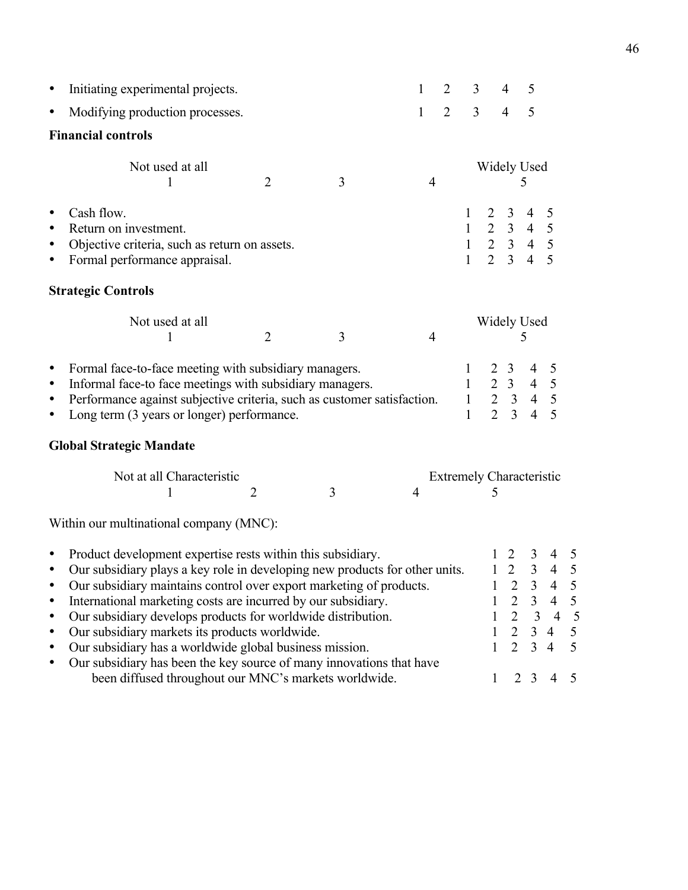- Initiating experimental projects. 1 2 3 4 5
- Modifying production processes. 1 2 3 4 5

**Financial controls**

| Not used at all | | | | Widely Used |
|---|---|---|---|---|
| 1 | 2 | 3 | 4 | 5 |

- Cash flow. 1 2 3 4 5
- Return on investment. 1 2 3 4 5
- Objective criteria, such as return on assets. 1 2 3 4 5
- Formal performance appraisal. 1 2 3 4 5

**Strategic Controls**

| Not used at all | | | | Widely Used |
|---|---|---|---|---|
| 1 | 2 | 3 | 4 | 5 |

- Formal face-to-face meeting with subsidiary managers. 1 2 3 4 5
- Informal face-to face meetings with subsidiary managers. 1 2 3 4 5
- Performance against subjective criteria, such as customer satisfaction. 1 2 3 4 5
- Long term (3 years or longer) performance. 1 2 3 4 5

**Global Strategic Mandate**

| Not at all Characteristic | | | | Extremely Characteristic |
|---|---|---|---|---|
| 1 | 2 | 3 | 4 | 5 |

Within our multinational company (MNC):

- Product development expertise rests within this subsidiary. 1 2 3 4 5
- Our subsidiary plays a key role in developing new products for other units. 1 2 3 4 5
- Our subsidiary maintains control over export marketing of products. 1 2 3 4 5
- International marketing costs are incurred by our subsidiary. 1 2 3 4 5
- Our subsidiary develops products for worldwide distribution. 1 2 3 4 5
- Our subsidiary markets its products worldwide. 1 2 3 4 5
- Our subsidiary has a worldwide global business mission. 1 2 3 4 5
- Our subsidiary has been the key source of many innovations that have been diffused throughout our MNC's markets worldwide. 1 2 3 4 5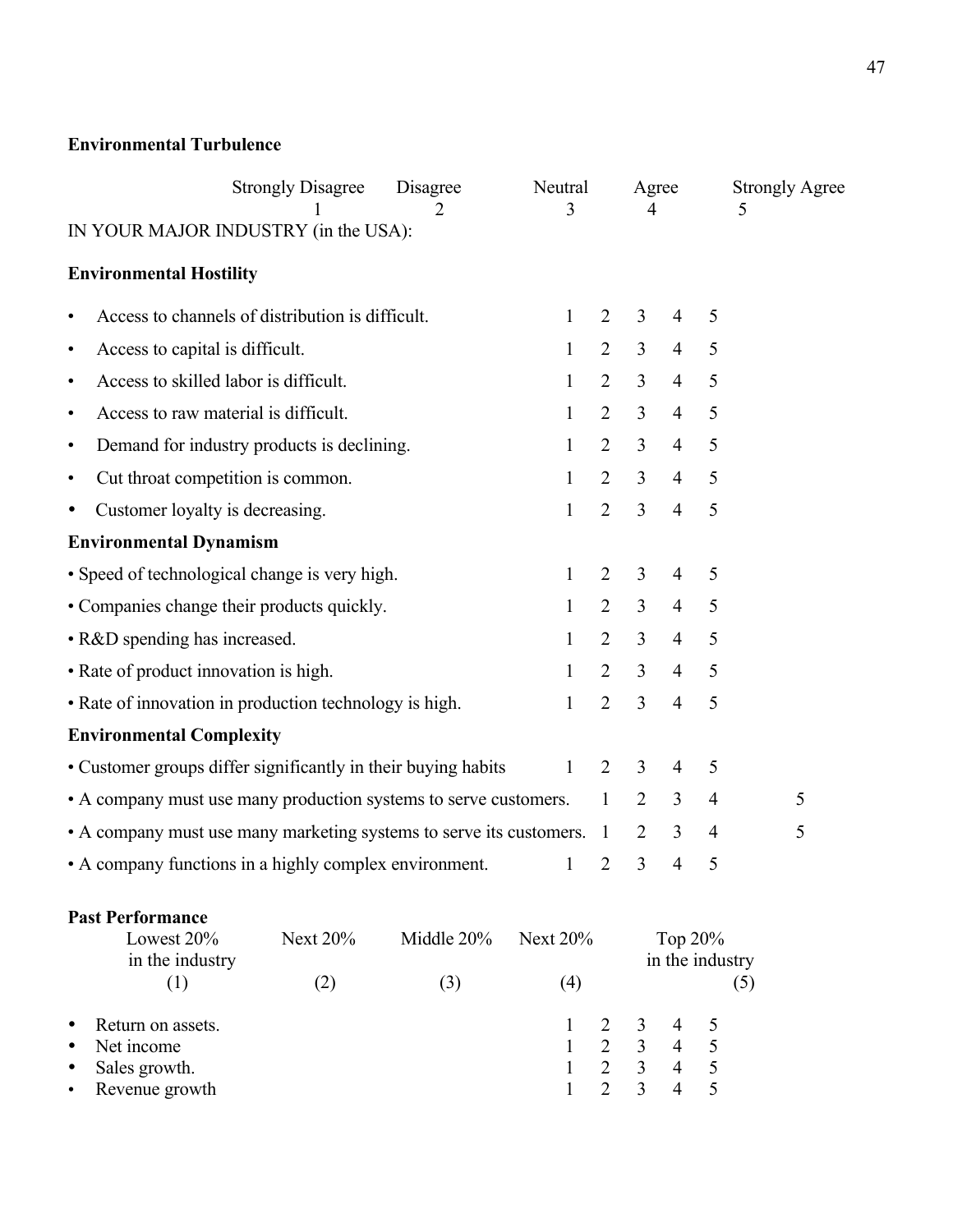**Environmental Turbulence**

| Strongly Disagree | Disagree | Neutral | Agree | Strongly Agree |
|---|---|---|---|---|
| 1 | 2 | 3 | 4 | 5 |

IN YOUR MAJOR INDUSTRY (in the USA):

**Environmental Hostility**

| | | | | | |
|---|---|---|---|---|---|
| • Access to channels of distribution is difficult. | 1 | 2 | 3 | 4 | 5 |
| • Access to capital is difficult. | 1 | 2 | 3 | 4 | 5 |
| • Access to skilled labor is difficult. | 1 | 2 | 3 | 4 | 5 |
| • Access to raw material is difficult. | 1 | 2 | 3 | 4 | 5 |
| • Demand for industry products is declining. | 1 | 2 | 3 | 4 | 5 |
| • Cut throat competition is common. | 1 | 2 | 3 | 4 | 5 |
| • Customer loyalty is decreasing. | 1 | 2 | 3 | 4 | 5 |

**Environmental Dynamism**

| | | | | | |
|---|---|---|---|---|---|
| • Speed of technological change is very high. | 1 | 2 | 3 | 4 | 5 |
| • Companies change their products quickly. | 1 | 2 | 3 | 4 | 5 |
| • R&D spending has increased. | 1 | 2 | 3 | 4 | 5 |
| • Rate of product innovation is high. | 1 | 2 | 3 | 4 | 5 |
| • Rate of innovation in production technology is high. | 1 | 2 | 3 | 4 | 5 |

**Environmental Complexity**

| | | | | | |
|---|---|---|---|---|---|
| • Customer groups differ significantly in their buying habits | 1 | 2 | 3 | 4 | 5 |
| • A company must use many production systems to serve customers. | 1 | 2 | 3 | 4 | 5 |
| • A company must use many marketing systems to serve its customers. | 1 | 2 | 3 | 4 | 5 |
| • A company functions in a highly complex environment. | 1 | 2 | 3 | 4 | 5 |

**Past Performance**

| Lowest 20% in the industry | Next 20% | Middle 20% | Next 20% | Top 20% in the industry |
|---|---|---|---|---|
| (1) | (2) | (3) | (4) | (5) |

| | | | | | |
|---|---|---|---|---|---|
| • Return on assets. | 1 | 2 | 3 | 4 | 5 |
| • Net income | 1 | 2 | 3 | 4 | 5 |
| • Sales growth. | 1 | 2 | 3 | 4 | 5 |
| • Revenue growth | 1 | 2 | 3 | 4 | 5 |